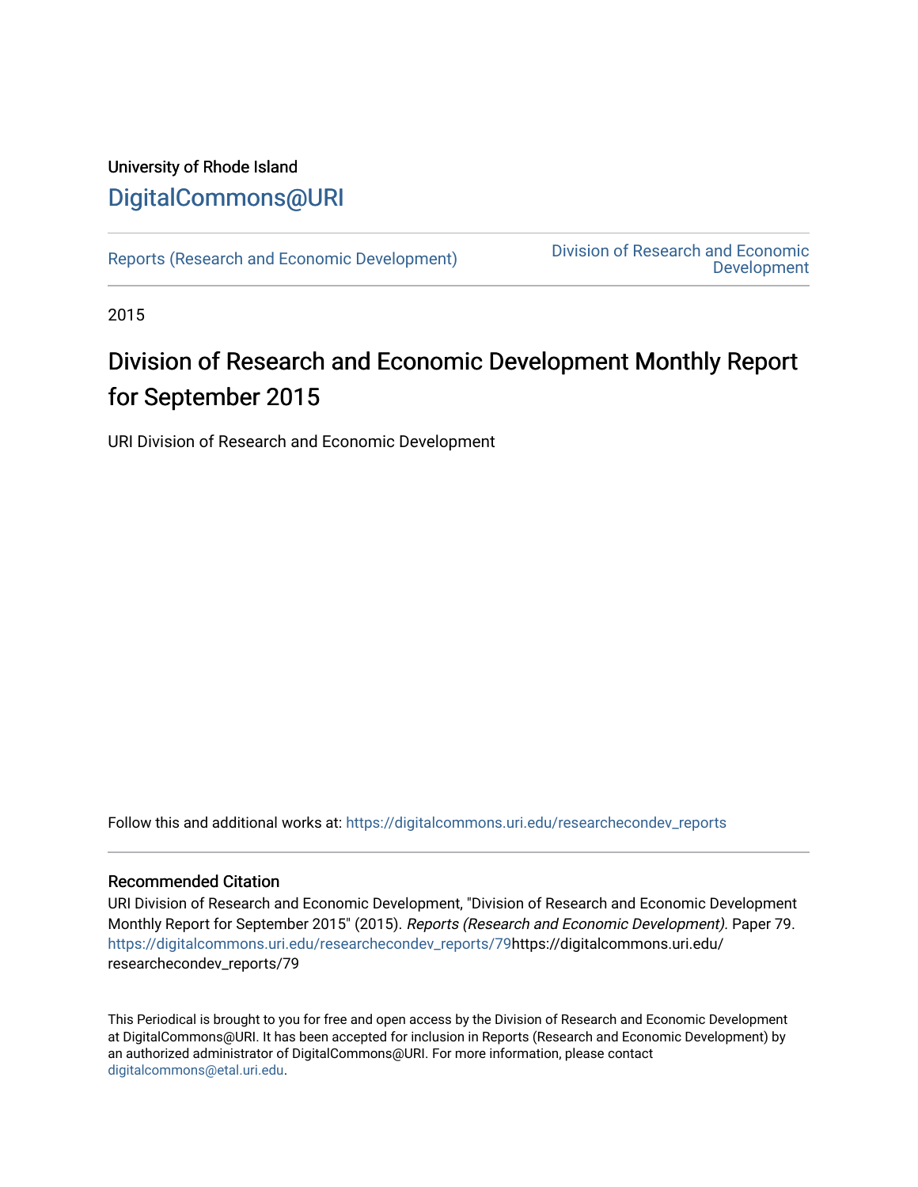University of Rhode Island

DigitalCommons@URI

Reports (Research and Economic Development)

Division of Research and Economic Development

2015

# Division of Research and Economic Development Monthly Report for September 2015

URI Division of Research and Economic Development

Follow this and additional works at: https://digitalcommons.uri.edu/researchecondev_reports

### Recommended Citation

URI Division of Research and Economic Development, "Division of Research and Economic Development Monthly Report for September 2015" (2015). *Reports (Research and Economic Development).* Paper 79. https://digitalcommons.uri.edu/researchecondev_reports/79https://digitalcommons.uri.edu/researchecondev_reports/79

This Periodical is brought to you for free and open access by the Division of Research and Economic Development at DigitalCommons@URI. It has been accepted for inclusion in Reports (Research and Economic Development) by an authorized administrator of DigitalCommons@URI. For more information, please contact digitalcommons@etal.uri.edu.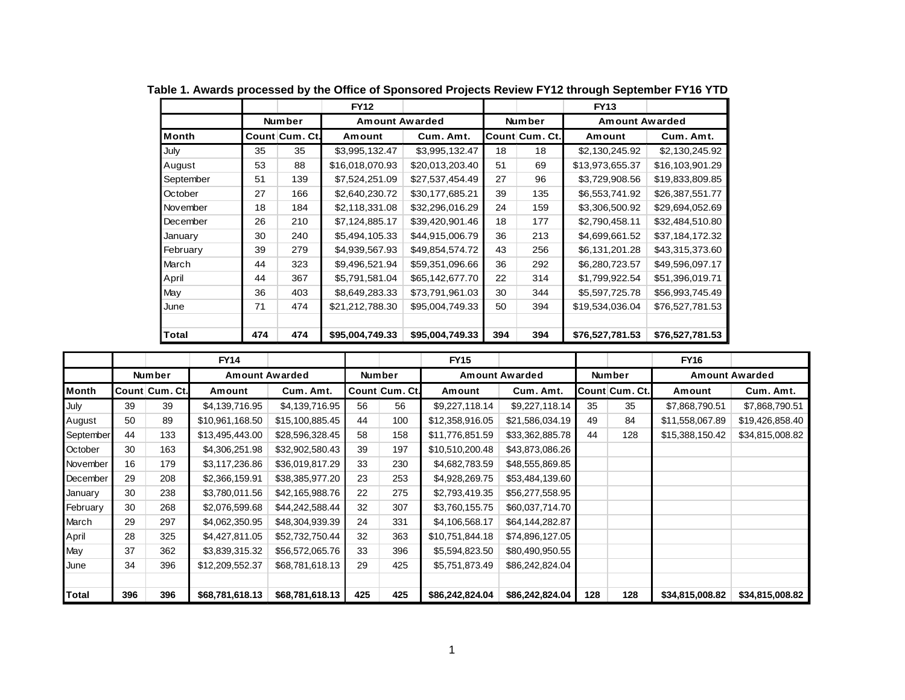**Table 1. Awards processed by the Office of Sponsored Projects Review FY12 through September FY16 YTD**

| | FY12 | | | | FY13 | | | |
|---|---|---|---|---|---|---|---|---|
| | Number | | Amount Awarded | | Number | | Amount Awarded | |
| Month | Count | Cum. Ct. | Amount | Cum. Amt. | Count | Cum. Ct. | Amount | Cum. Amt. |
| July | 35 | 35 | $3,995,132.47 | $3,995,132.47 | 18 | 18 | $2,130,245.92 | $2,130,245.92 |
| August | 53 | 88 | $16,018,070.93 | $20,013,203.40 | 51 | 69 | $13,973,655.37 | $16,103,901.29 |
| September | 51 | 139 | $7,524,251.09 | $27,537,454.49 | 27 | 96 | $3,729,908.56 | $19,833,809.85 |
| October | 27 | 166 | $2,640,230.72 | $30,177,685.21 | 39 | 135 | $6,553,741.92 | $26,387,551.77 |
| November | 18 | 184 | $2,118,331.08 | $32,296,016.29 | 24 | 159 | $3,306,500.92 | $29,694,052.69 |
| December | 26 | 210 | $7,124,885.17 | $39,420,901.46 | 18 | 177 | $2,790,458.11 | $32,484,510.80 |
| January | 30 | 240 | $5,494,105.33 | $44,915,006.79 | 36 | 213 | $4,699,661.52 | $37,184,172.32 |
| February | 39 | 279 | $4,939,567.93 | $49,854,574.72 | 43 | 256 | $6,131,201.28 | $43,315,373.60 |
| March | 44 | 323 | $9,496,521.94 | $59,351,096.66 | 36 | 292 | $6,280,723.57 | $49,596,097.17 |
| April | 44 | 367 | $5,791,581.04 | $65,142,677.70 | 22 | 314 | $1,799,922.54 | $51,396,019.71 |
| May | 36 | 403 | $8,649,283.33 | $73,791,961.03 | 30 | 344 | $5,597,725.78 | $56,993,745.49 |
| June | 71 | 474 | $21,212,788.30 | $95,004,749.33 | 50 | 394 | $19,534,036.04 | $76,527,781.53 |
| | | | | | | | | |
| **Total** | **474** | **474** | **$95,004,749.33** | **$95,004,749.33** | **394** | **394** | **$76,527,781.53** | **$76,527,781.53** |

| | FY14 | | | | FY15 | | | | FY16 | | | |
|---|---|---|---|---|---|---|---|---|---|---|---|---|
| | Number | | Amount Awarded | | Number | | Amount Awarded | | Number | | Amount Awarded | |
| Month | Count | Cum. Ct. | Amount | Cum. Amt. | Count | Cum. Ct. | Amount | Cum. Amt. | Count | Cum. Ct. | Amount | Cum. Amt. |
| July | 39 | 39 | $4,139,716.95 | $4,139,716.95 | 56 | 56 | $9,227,118.14 | $9,227,118.14 | 35 | 35 | $7,868,790.51 | $7,868,790.51 |
| August | 50 | 89 | $10,961,168.50 | $15,100,885.45 | 44 | 100 | $12,358,916.05 | $21,586,034.19 | 49 | 84 | $11,558,067.89 | $19,426,858.40 |
| September | 44 | 133 | $13,495,443.00 | $28,596,328.45 | 58 | 158 | $11,776,851.59 | $33,362,885.78 | 44 | 128 | $15,388,150.42 | $34,815,008.82 |
| October | 30 | 163 | $4,306,251.98 | $32,902,580.43 | 39 | 197 | $10,510,200.48 | $43,873,086.26 | | | | |
| November | 16 | 179 | $3,117,236.86 | $36,019,817.29 | 33 | 230 | $4,682,783.59 | $48,555,869.85 | | | | |
| December | 29 | 208 | $2,366,159.91 | $38,385,977.20 | 23 | 253 | $4,928,269.75 | $53,484,139.60 | | | | |
| January | 30 | 238 | $3,780,011.56 | $42,165,988.76 | 22 | 275 | $2,793,419.35 | $56,277,558.95 | | | | |
| February | 30 | 268 | $2,076,599.68 | $44,242,588.44 | 32 | 307 | $3,760,155.75 | $60,037,714.70 | | | | |
| March | 29 | 297 | $4,062,350.95 | $48,304,939.39 | 24 | 331 | $4,106,568.17 | $64,144,282.87 | | | | |
| April | 28 | 325 | $4,427,811.05 | $52,732,750.44 | 32 | 363 | $10,751,844.18 | $74,896,127.05 | | | | |
| May | 37 | 362 | $3,839,315.32 | $56,572,065.76 | 33 | 396 | $5,594,823.50 | $80,490,950.55 | | | | |
| June | 34 | 396 | $12,209,552.37 | $68,781,618.13 | 29 | 425 | $5,751,873.49 | $86,242,824.04 | | | | |
| | | | | | | | | | | | | |
| **Total** | **396** | **396** | **$68,781,618.13** | **$68,781,618.13** | **425** | **425** | **$86,242,824.04** | **$86,242,824.04** | **128** | **128** | **$34,815,008.82** | **$34,815,008.82** |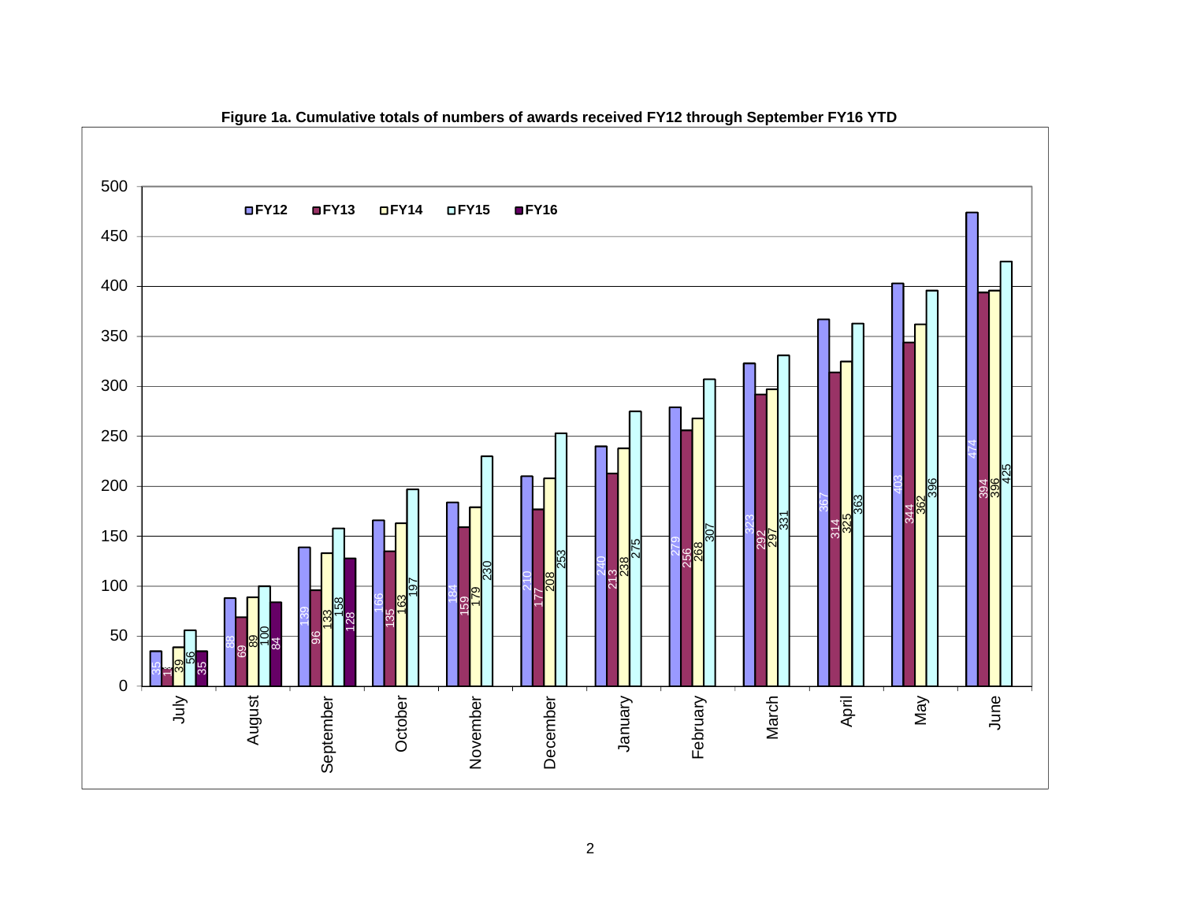**Figure 1a. Cumulative totals of numbers of awards received FY12 through September FY16 YTD**

| Month | FY12 | FY13 | FY14 | FY15 | FY16 |
|---|---|---|---|---|---|
| July | 35 | 17 | 39 | 56 | 35 |
| August | 88 | 69 | 89 | 100 | 84 |
| September | 139 | 96 | 133 | 158 | 128 |
| October | 166 | 135 | 163 | 197 | |
| November | 184 | 159 | 179 | 230 | |
| December | 210 | 177 | 208 | 253 | |
| January | 240 | 213 | 238 | 275 | |
| February | 279 | 256 | 268 | 307 | |
| March | 323 | 292 | 297 | 331 | |
| April | 367 | 314 | 325 | 363 | |
| May | 403 | 344 | 362 | 396 | |
| June | 474 | 394 | 396 | 425 | |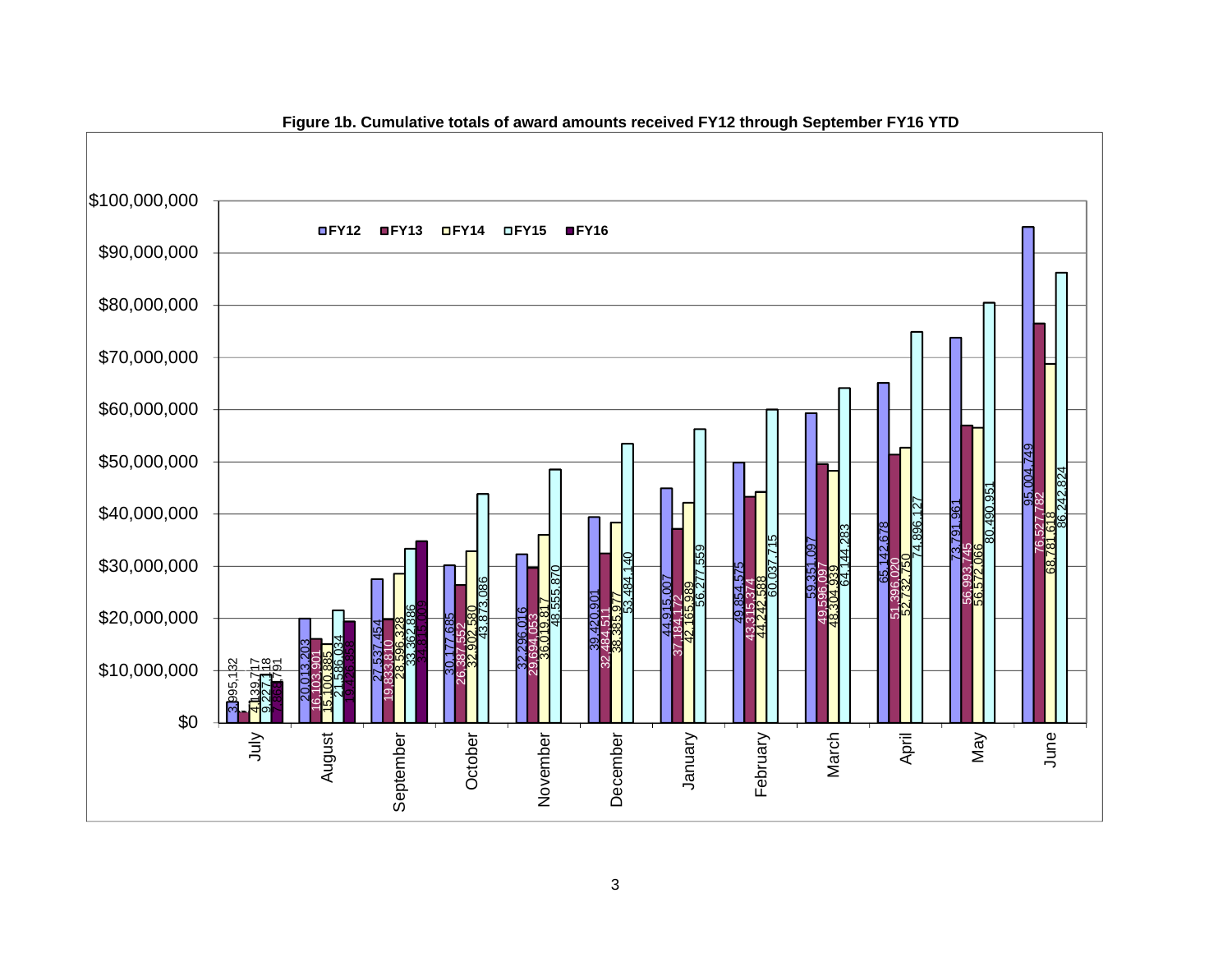**Figure 1b. Cumulative totals of award amounts received FY12 through September FY16 YTD**

| Month | FY12 | FY13 | FY14 | FY15 | FY16 |
|---|---|---|---|---|---|
| July | 3,995,132 | | 4,139,717 | 9,227,118 | 7,911,791 |
| August | 20,013,203 | 16,103,901 | 15,100,885 | 21,586,034 | 19,426,858 |
| September | 27,537,454 | 19,833,810 | 28,596,328 | 33,362,886 | 34,815,009 |
| October | 30,177,685 | 26,387,552 | 32,902,580 | 43,873,086 | |
| November | 32,296,016 | 29,694,053 | 36,019,817 | 48,555,870 | |
| December | 39,420,901 | 32,484,511 | 38,385,977 | 53,484,140 | |
| January | 44,915,007 | 37,184,172 | 42,165,989 | 56,277,559 | |
| February | 49,854,575 | 43,315,374 | 44,242,588 | 60,037,715 | |
| March | 59,351,097 | 49,596,097 | 48,304,939 | 64,144,283 | |
| April | 65,142,678 | 51,396,020 | 52,732,750 | 74,896,127 | |
| May | 73,791,961 | 56,993,745 | 56,572,066 | 80,490,951 | |
| June | 95,004,749 | 76,527,782 | 68,781,618 | 86,242,824 | |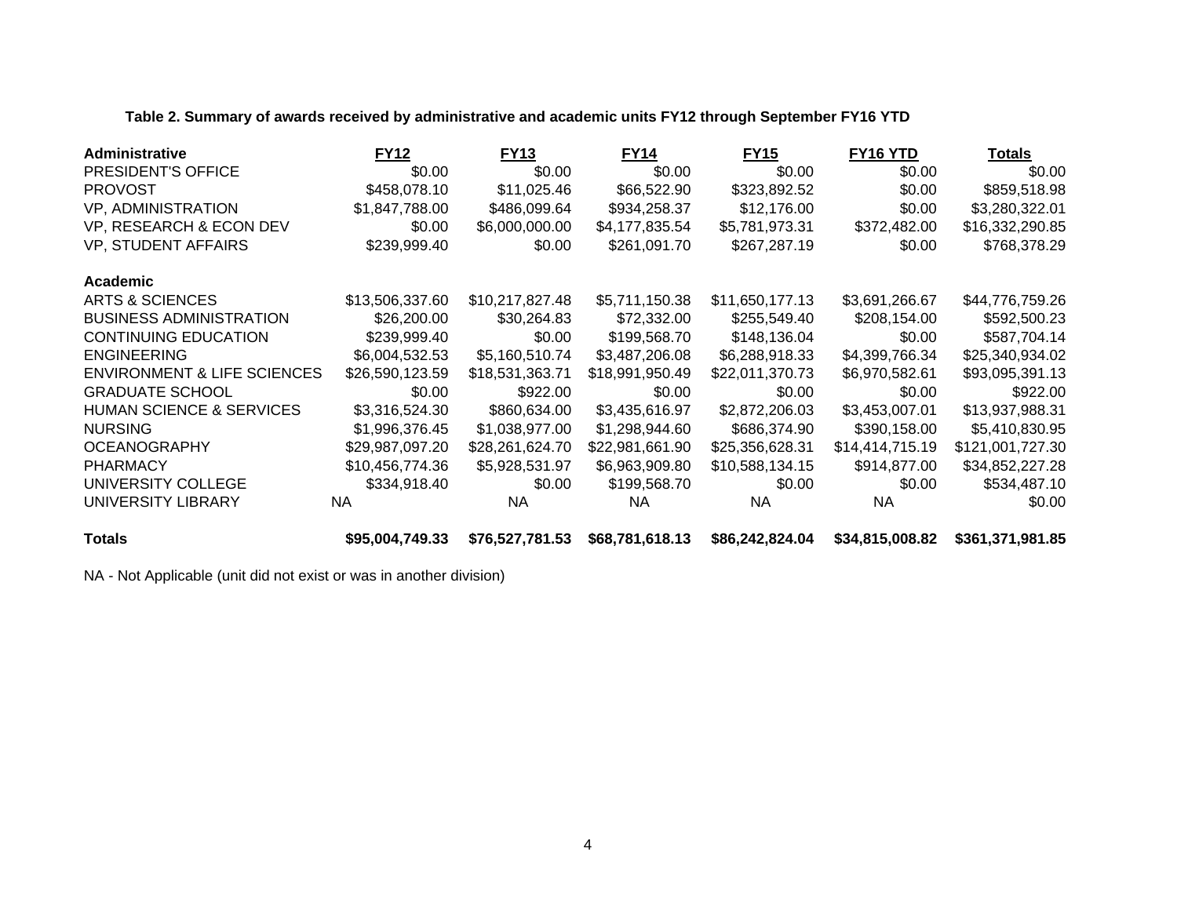**Table 2. Summary of awards received by administrative and academic units FY12 through September FY16 YTD**

| Administrative | FY12 | FY13 | FY14 | FY15 | FY16 YTD | Totals |
|---|---|---|---|---|---|---|
| PRESIDENT'S OFFICE | $0.00 | $0.00 | $0.00 | $0.00 | $0.00 | $0.00 |
| PROVOST | $458,078.10 | $11,025.46 | $66,522.90 | $323,892.52 | $0.00 | $859,518.98 |
| VP, ADMINISTRATION | $1,847,788.00 | $486,099.64 | $934,258.37 | $12,176.00 | $0.00 | $3,280,322.01 |
| VP, RESEARCH & ECON DEV | $0.00 | $6,000,000.00 | $4,177,835.54 | $5,781,973.31 | $372,482.00 | $16,332,290.85 |
| VP, STUDENT AFFAIRS | $239,999.40 | $0.00 | $261,091.70 | $267,287.19 | $0.00 | $768,378.29 |
| **Academic** | | | | | | |
| ARTS & SCIENCES | $13,506,337.60 | $10,217,827.48 | $5,711,150.38 | $11,650,177.13 | $3,691,266.67 | $44,776,759.26 |
| BUSINESS ADMINISTRATION | $26,200.00 | $30,264.83 | $72,332.00 | $255,549.40 | $208,154.00 | $592,500.23 |
| CONTINUING EDUCATION | $239,999.40 | $0.00 | $199,568.70 | $148,136.04 | $0.00 | $587,704.14 |
| ENGINEERING | $6,004,532.53 | $5,160,510.74 | $3,487,206.08 | $6,288,918.33 | $4,399,766.34 | $25,340,934.02 |
| ENVIRONMENT & LIFE SCIENCES | $26,590,123.59 | $18,531,363.71 | $18,991,950.49 | $22,011,370.73 | $6,970,582.61 | $93,095,391.13 |
| GRADUATE SCHOOL | $0.00 | $922.00 | $0.00 | $0.00 | $0.00 | $922.00 |
| HUMAN SCIENCE & SERVICES | $3,316,524.30 | $860,634.00 | $3,435,616.97 | $2,872,206.03 | $3,453,007.01 | $13,937,988.31 |
| NURSING | $1,996,376.45 | $1,038,977.00 | $1,298,944.60 | $686,374.90 | $390,158.00 | $5,410,830.95 |
| OCEANOGRAPHY | $29,987,097.20 | $28,261,624.70 | $22,981,661.90 | $25,356,628.31 | $14,414,715.19 | $121,001,727.30 |
| PHARMACY | $10,456,774.36 | $5,928,531.97 | $6,963,909.80 | $10,588,134.15 | $914,877.00 | $34,852,227.28 |
| UNIVERSITY COLLEGE | $334,918.40 | $0.00 | $199,568.70 | $0.00 | $0.00 | $534,487.10 |
| UNIVERSITY LIBRARY | NA | NA | NA | NA | NA | $0.00 |
| **Totals** | **$95,004,749.33** | **$76,527,781.53** | **$68,781,618.13** | **$86,242,824.04** | **$34,815,008.82** | **$361,371,981.85** |

NA - Not Applicable (unit did not exist or was in another division)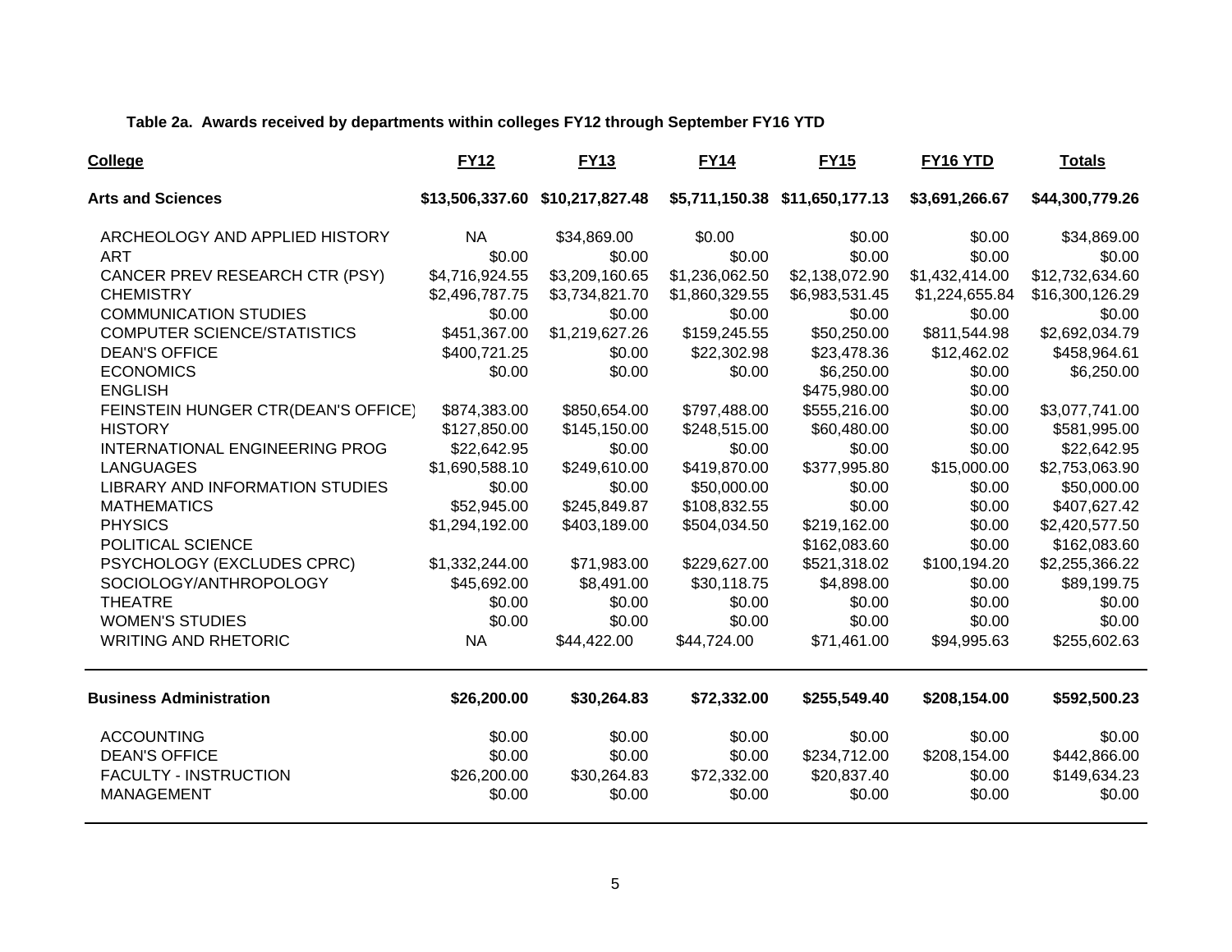**Table 2a. Awards received by departments within colleges FY12 through September FY16 YTD**

| College | FY12 | FY13 | FY14 | FY15 | FY16 YTD | Totals |
|---|---|---|---|---|---|---|
| **Arts and Sciences** | **$13,506,337.60** | **$10,217,827.48** | **$5,711,150.38** | **$11,650,177.13** | **$3,691,266.67** | **$44,300,779.26** |
| ARCHEOLOGY AND APPLIED HISTORY | NA | $34,869.00 | $0.00 | $0.00 | $0.00 | $34,869.00 |
| ART | $0.00 | $0.00 | $0.00 | $0.00 | $0.00 | $0.00 |
| CANCER PREV RESEARCH CTR (PSY) | $4,716,924.55 | $3,209,160.65 | $1,236,062.50 | $2,138,072.90 | $1,432,414.00 | $12,732,634.60 |
| CHEMISTRY | $2,496,787.75 | $3,734,821.70 | $1,860,329.55 | $6,983,531.45 | $1,224,655.84 | $16,300,126.29 |
| COMMUNICATION STUDIES | $0.00 | $0.00 | $0.00 | $0.00 | $0.00 | $0.00 |
| COMPUTER SCIENCE/STATISTICS | $451,367.00 | $1,219,627.26 | $159,245.55 | $50,250.00 | $811,544.98 | $2,692,034.79 |
| DEAN'S OFFICE | $400,721.25 | $0.00 | $22,302.98 | $23,478.36 | $12,462.02 | $458,964.61 |
| ECONOMICS | $0.00 | $0.00 | $0.00 | $6,250.00 | $0.00 | $6,250.00 |
| ENGLISH | | | | $475,980.00 | $0.00 | |
| FEINSTEIN HUNGER CTR(DEAN'S OFFICE) | $874,383.00 | $850,654.00 | $797,488.00 | $555,216.00 | $0.00 | $3,077,741.00 |
| HISTORY | $127,850.00 | $145,150.00 | $248,515.00 | $60,480.00 | $0.00 | $581,995.00 |
| INTERNATIONAL ENGINEERING PROG | $22,642.95 | $0.00 | $0.00 | $0.00 | $0.00 | $22,642.95 |
| LANGUAGES | $1,690,588.10 | $249,610.00 | $419,870.00 | $377,995.80 | $15,000.00 | $2,753,063.90 |
| LIBRARY AND INFORMATION STUDIES | $0.00 | $0.00 | $50,000.00 | $0.00 | $0.00 | $50,000.00 |
| MATHEMATICS | $52,945.00 | $245,849.87 | $108,832.55 | $0.00 | $0.00 | $407,627.42 |
| PHYSICS | $1,294,192.00 | $403,189.00 | $504,034.50 | $219,162.00 | $0.00 | $2,420,577.50 |
| POLITICAL SCIENCE | | | | $162,083.60 | $0.00 | $162,083.60 |
| PSYCHOLOGY (EXCLUDES CPRC) | $1,332,244.00 | $71,983.00 | $229,627.00 | $521,318.02 | $100,194.20 | $2,255,366.22 |
| SOCIOLOGY/ANTHROPOLOGY | $45,692.00 | $8,491.00 | $30,118.75 | $4,898.00 | $0.00 | $89,199.75 |
| THEATRE | $0.00 | $0.00 | $0.00 | $0.00 | $0.00 | $0.00 |
| WOMEN'S STUDIES | $0.00 | $0.00 | $0.00 | $0.00 | $0.00 | $0.00 |
| WRITING AND RHETORIC | NA | $44,422.00 | $44,724.00 | $71,461.00 | $94,995.63 | $255,602.63 |
| **Business Administration** | **$26,200.00** | **$30,264.83** | **$72,332.00** | **$255,549.40** | **$208,154.00** | **$592,500.23** |
| ACCOUNTING | $0.00 | $0.00 | $0.00 | $0.00 | $0.00 | $0.00 |
| DEAN'S OFFICE | $0.00 | $0.00 | $0.00 | $234,712.00 | $208,154.00 | $442,866.00 |
| FACULTY - INSTRUCTION | $26,200.00 | $30,264.83 | $72,332.00 | $20,837.40 | $0.00 | $149,634.23 |
| MANAGEMENT | $0.00 | $0.00 | $0.00 | $0.00 | $0.00 | $0.00 |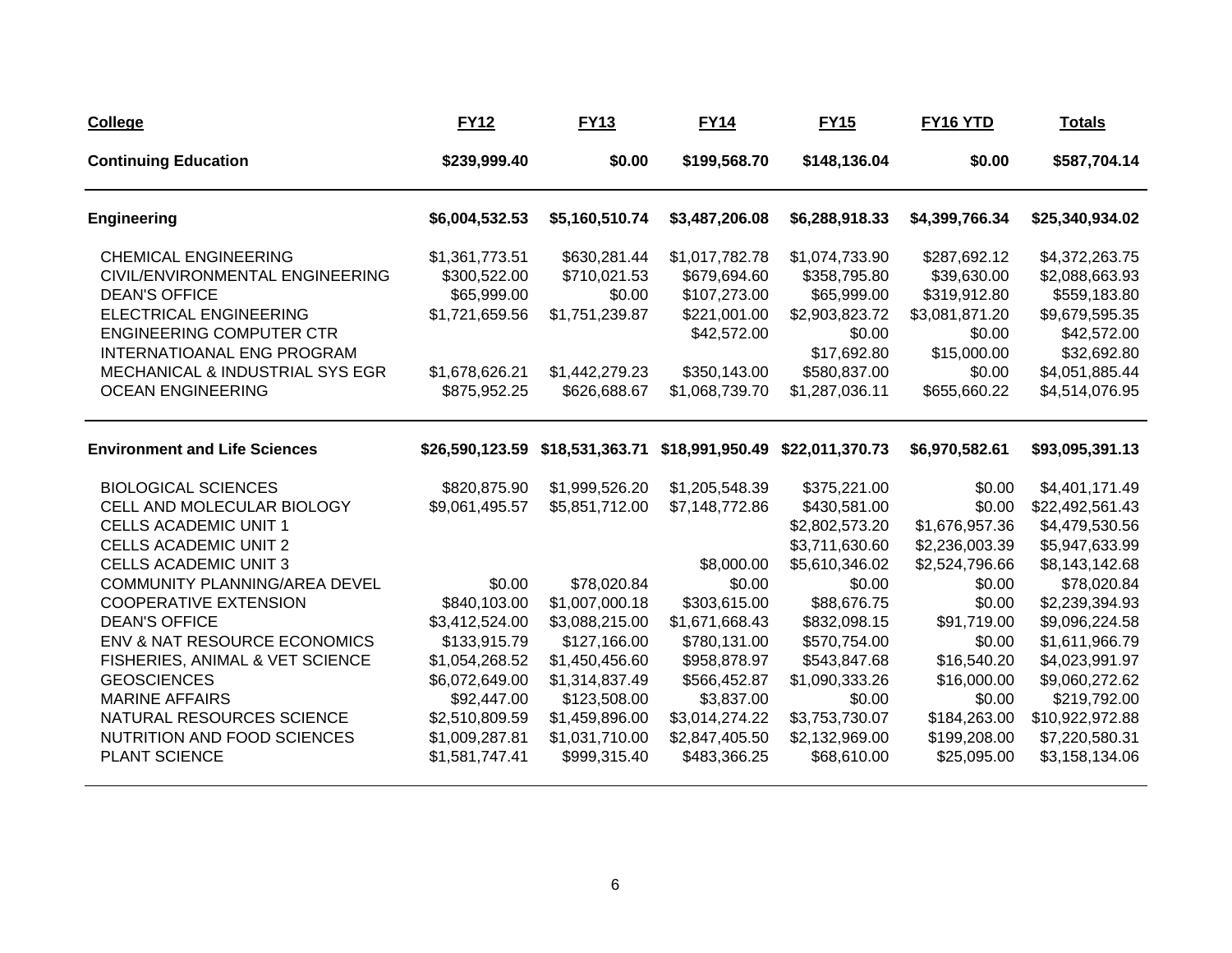| College | FY12 | FY13 | FY14 | FY15 | FY16 YTD | Totals |
|---|---|---|---|---|---|---|
| **Continuing Education** | **$239,999.40** | **$0.00** | **$199,568.70** | **$148,136.04** | **$0.00** | **$587,704.14** |
| **Engineering** | **$6,004,532.53** | **$5,160,510.74** | **$3,487,206.08** | **$6,288,918.33** | **$4,399,766.34** | **$25,340,934.02** |
| CHEMICAL ENGINEERING | $1,361,773.51 | $630,281.44 | $1,017,782.78 | $1,074,733.90 | $287,692.12 | $4,372,263.75 |
| CIVIL/ENVIRONMENTAL ENGINEERING | $300,522.00 | $710,021.53 | $679,694.60 | $358,795.80 | $39,630.00 | $2,088,663.93 |
| DEAN'S OFFICE | $65,999.00 | $0.00 | $107,273.00 | $65,999.00 | $319,912.80 | $559,183.80 |
| ELECTRICAL ENGINEERING | $1,721,659.56 | $1,751,239.87 | $221,001.00 | $2,903,823.72 | $3,081,871.20 | $9,679,595.35 |
| ENGINEERING COMPUTER CTR | | | $42,572.00 | $0.00 | $0.00 | $42,572.00 |
| INTERNATIOANAL ENG PROGRAM | | | | $17,692.80 | $15,000.00 | $32,692.80 |
| MECHANICAL & INDUSTRIAL SYS EGR | $1,678,626.21 | $1,442,279.23 | $350,143.00 | $580,837.00 | $0.00 | $4,051,885.44 |
| OCEAN ENGINEERING | $875,952.25 | $626,688.67 | $1,068,739.70 | $1,287,036.11 | $655,660.22 | $4,514,076.95 |
| **Environment and Life Sciences** | **$26,590,123.59** | **$18,531,363.71** | **$18,991,950.49** | **$22,011,370.73** | **$6,970,582.61** | **$93,095,391.13** |
| BIOLOGICAL SCIENCES | $820,875.90 | $1,999,526.20 | $1,205,548.39 | $375,221.00 | $0.00 | $4,401,171.49 |
| CELL AND MOLECULAR BIOLOGY | $9,061,495.57 | $5,851,712.00 | $7,148,772.86 | $430,581.00 | $0.00 | $22,492,561.43 |
| CELLS ACADEMIC UNIT 1 | | | | $2,802,573.20 | $1,676,957.36 | $4,479,530.56 |
| CELLS ACADEMIC UNIT 2 | | | | $3,711,630.60 | $2,236,003.39 | $5,947,633.99 |
| CELLS ACADEMIC UNIT 3 | | | $8,000.00 | $5,610,346.02 | $2,524,796.66 | $8,143,142.68 |
| COMMUNITY PLANNING/AREA DEVEL | $0.00 | $78,020.84 | $0.00 | $0.00 | $0.00 | $78,020.84 |
| COOPERATIVE EXTENSION | $840,103.00 | $1,007,000.18 | $303,615.00 | $88,676.75 | $0.00 | $2,239,394.93 |
| DEAN'S OFFICE | $3,412,524.00 | $3,088,215.00 | $1,671,668.43 | $832,098.15 | $91,719.00 | $9,096,224.58 |
| ENV & NAT RESOURCE ECONOMICS | $133,915.79 | $127,166.00 | $780,131.00 | $570,754.00 | $0.00 | $1,611,966.79 |
| FISHERIES, ANIMAL & VET SCIENCE | $1,054,268.52 | $1,450,456.60 | $958,878.97 | $543,847.68 | $16,540.20 | $4,023,991.97 |
| GEOSCIENCES | $6,072,649.00 | $1,314,837.49 | $566,452.87 | $1,090,333.26 | $16,000.00 | $9,060,272.62 |
| MARINE AFFAIRS | $92,447.00 | $123,508.00 | $3,837.00 | $0.00 | $0.00 | $219,792.00 |
| NATURAL RESOURCES SCIENCE | $2,510,809.59 | $1,459,896.00 | $3,014,274.22 | $3,753,730.07 | $184,263.00 | $10,922,972.88 |
| NUTRITION AND FOOD SCIENCES | $1,009,287.81 | $1,031,710.00 | $2,847,405.50 | $2,132,969.00 | $199,208.00 | $7,220,580.31 |
| PLANT SCIENCE | $1,581,747.41 | $999,315.40 | $483,366.25 | $68,610.00 | $25,095.00 | $3,158,134.06 |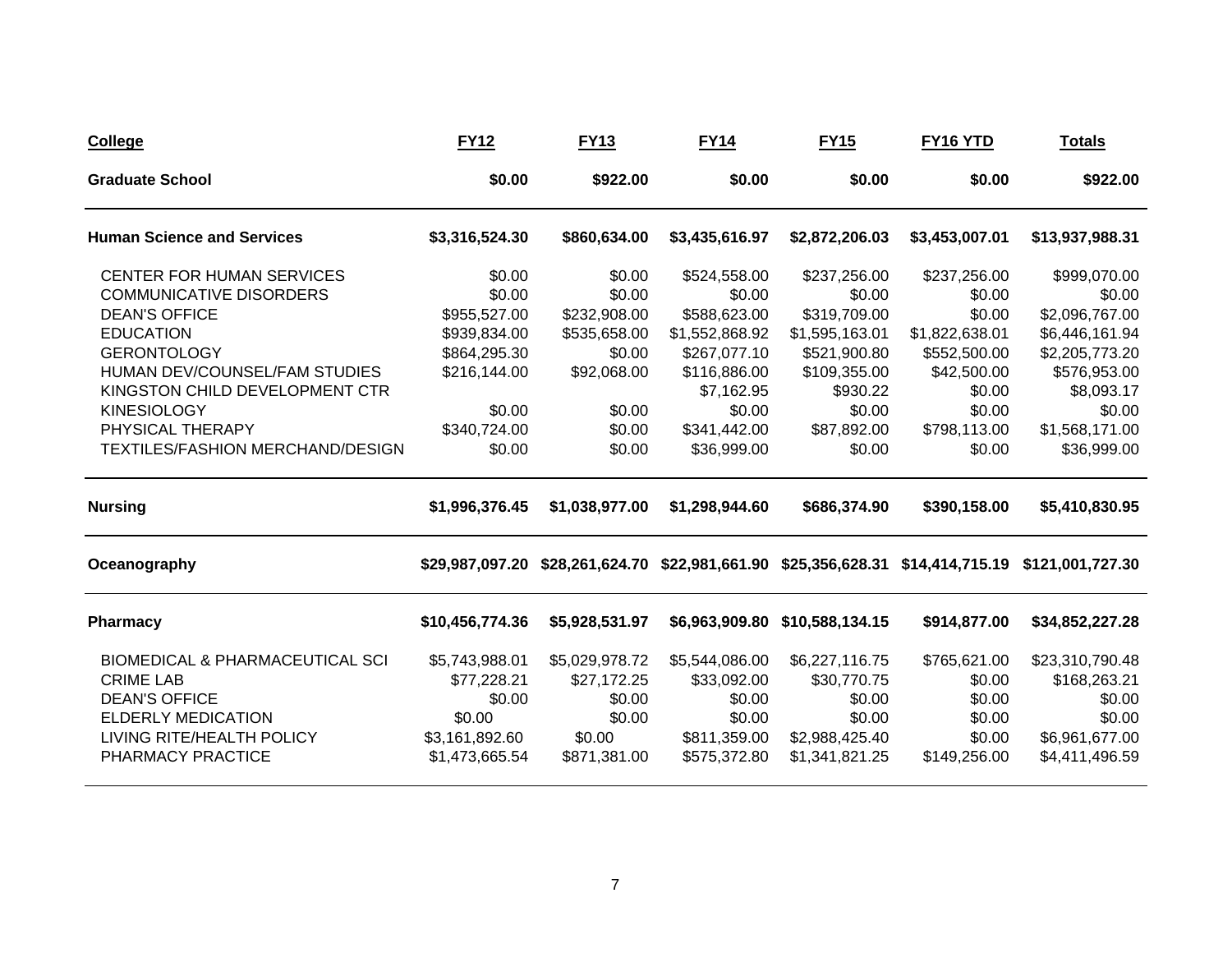| College | FY12 | FY13 | FY14 | FY15 | FY16 YTD | Totals |
|---|---|---|---|---|---|---|
| **Graduate School** | **$0.00** | **$922.00** | **$0.00** | **$0.00** | **$0.00** | **$922.00** |
| **Human Science and Services** | **$3,316,524.30** | **$860,634.00** | **$3,435,616.97** | **$2,872,206.03** | **$3,453,007.01** | **$13,937,988.31** |
| CENTER FOR HUMAN SERVICES | $0.00 | $0.00 | $524,558.00 | $237,256.00 | $237,256.00 | $999,070.00 |
| COMMUNICATIVE DISORDERS | $0.00 | $0.00 | $0.00 | $0.00 | $0.00 | $0.00 |
| DEAN'S OFFICE | $955,527.00 | $232,908.00 | $588,623.00 | $319,709.00 | $0.00 | $2,096,767.00 |
| EDUCATION | $939,834.00 | $535,658.00 | $1,552,868.92 | $1,595,163.01 | $1,822,638.01 | $6,446,161.94 |
| GERONTOLOGY | $864,295.30 | $0.00 | $267,077.10 | $521,900.80 | $552,500.00 | $2,205,773.20 |
| HUMAN DEV/COUNSEL/FAM STUDIES | $216,144.00 | $92,068.00 | $116,886.00 | $109,355.00 | $42,500.00 | $576,953.00 |
| KINGSTON CHILD DEVELOPMENT CTR | | | $7,162.95 | $930.22 | $0.00 | $8,093.17 |
| KINESIOLOGY | $0.00 | $0.00 | $0.00 | $0.00 | $0.00 | $0.00 |
| PHYSICAL THERAPY | $340,724.00 | $0.00 | $341,442.00 | $87,892.00 | $798,113.00 | $1,568,171.00 |
| TEXTILES/FASHION MERCHAND/DESIGN | $0.00 | $0.00 | $36,999.00 | $0.00 | $0.00 | $36,999.00 |
| **Nursing** | **$1,996,376.45** | **$1,038,977.00** | **$1,298,944.60** | **$686,374.90** | **$390,158.00** | **$5,410,830.95** |
| **Oceanography** | **$29,987,097.20** | **$28,261,624.70** | **$22,981,661.90** | **$25,356,628.31** | **$14,414,715.19** | **$121,001,727.30** |
| **Pharmacy** | **$10,456,774.36** | **$5,928,531.97** | **$6,963,909.80** | **$10,588,134.15** | **$914,877.00** | **$34,852,227.28** |
| BIOMEDICAL & PHARMACEUTICAL SCI | $5,743,988.01 | $5,029,978.72 | $5,544,086.00 | $6,227,116.75 | $765,621.00 | $23,310,790.48 |
| CRIME LAB | $77,228.21 | $27,172.25 | $33,092.00 | $30,770.75 | $0.00 | $168,263.21 |
| DEAN'S OFFICE | $0.00 | $0.00 | $0.00 | $0.00 | $0.00 | $0.00 |
| ELDERLY MEDICATION | $0.00 | $0.00 | $0.00 | $0.00 | $0.00 | $0.00 |
| LIVING RITE/HEALTH POLICY | $3,161,892.60 | $0.00 | $811,359.00 | $2,988,425.40 | $0.00 | $6,961,677.00 |
| PHARMACY PRACTICE | $1,473,665.54 | $871,381.00 | $575,372.80 | $1,341,821.25 | $149,256.00 | $4,411,496.59 |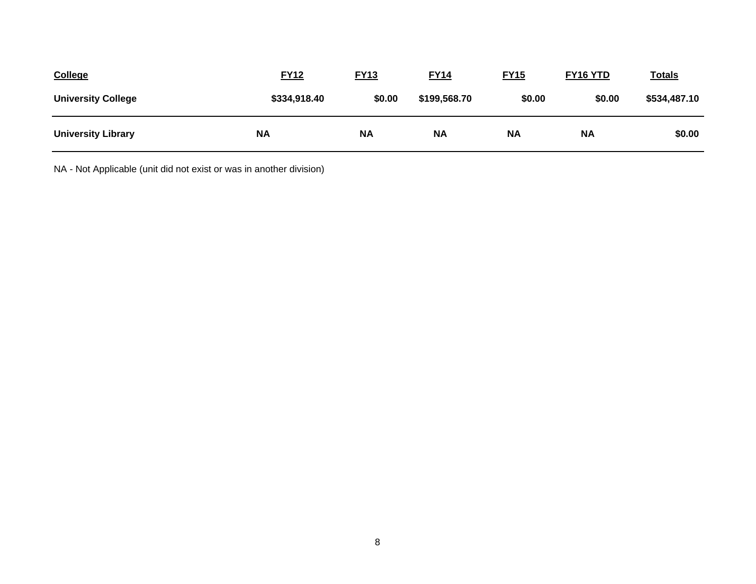| College | FY12 | FY13 | FY14 | FY15 | FY16 YTD | Totals |
|---|---|---|---|---|---|---|
| **University College** | **$334,918.40** | **$0.00** | **$199,568.70** | **$0.00** | **$0.00** | **$534,487.10** |
| **University Library** | **NA** | **NA** | **NA** | **NA** | **NA** | **$0.00** |

NA - Not Applicable (unit did not exist or was in another division)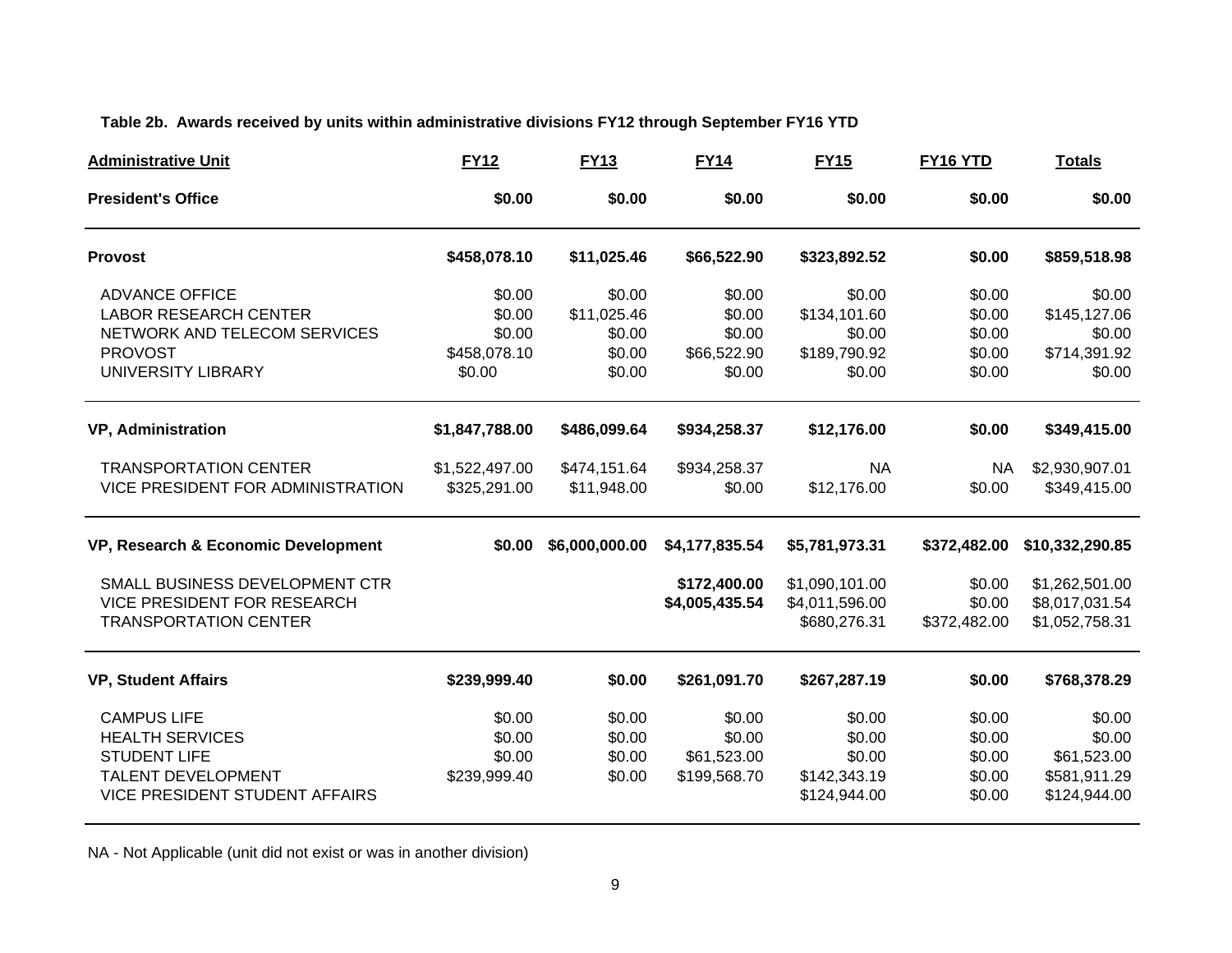**Table 2b. Awards received by units within administrative divisions FY12 through September FY16 YTD**

| Administrative Unit | FY12 | FY13 | FY14 | FY15 | FY16 YTD | Totals |
|---|---|---|---|---|---|---|
| **President's Office** | **$0.00** | **$0.00** | **$0.00** | **$0.00** | **$0.00** | **$0.00** |
| **Provost** | **$458,078.10** | **$11,025.46** | **$66,522.90** | **$323,892.52** | **$0.00** | **$859,518.98** |
| ADVANCE OFFICE | $0.00 | $0.00 | $0.00 | $0.00 | $0.00 | $0.00 |
| LABOR RESEARCH CENTER | $0.00 | $11,025.46 | $0.00 | $134,101.60 | $0.00 | $145,127.06 |
| NETWORK AND TELECOM SERVICES | $0.00 | $0.00 | $0.00 | $0.00 | $0.00 | $0.00 |
| PROVOST | $458,078.10 | $0.00 | $66,522.90 | $189,790.92 | $0.00 | $714,391.92 |
| UNIVERSITY LIBRARY | $0.00 | $0.00 | $0.00 | $0.00 | $0.00 | $0.00 |
| **VP, Administration** | **$1,847,788.00** | **$486,099.64** | **$934,258.37** | **$12,176.00** | **$0.00** | **$349,415.00** |
| TRANSPORTATION CENTER | $1,522,497.00 | $474,151.64 | $934,258.37 | NA | NA | $2,930,907.01 |
| VICE PRESIDENT FOR ADMINISTRATION | $325,291.00 | $11,948.00 | $0.00 | $12,176.00 | $0.00 | $349,415.00 |
| **VP, Research & Economic Development** | **$0.00** | **$6,000,000.00** | **$4,177,835.54** | **$5,781,973.31** | **$372,482.00** | **$10,332,290.85** |
| SMALL BUSINESS DEVELOPMENT CTR | | | **$172,400.00** | $1,090,101.00 | $0.00 | $1,262,501.00 |
| VICE PRESIDENT FOR RESEARCH | | | **$4,005,435.54** | $4,011,596.00 | $0.00 | $8,017,031.54 |
| TRANSPORTATION CENTER | | | | $680,276.31 | $372,482.00 | $1,052,758.31 |
| **VP, Student Affairs** | **$239,999.40** | **$0.00** | **$261,091.70** | **$267,287.19** | **$0.00** | **$768,378.29** |
| CAMPUS LIFE | $0.00 | $0.00 | $0.00 | $0.00 | $0.00 | $0.00 |
| HEALTH SERVICES | $0.00 | $0.00 | $0.00 | $0.00 | $0.00 | $0.00 |
| STUDENT LIFE | $0.00 | $0.00 | $61,523.00 | $0.00 | $0.00 | $61,523.00 |
| TALENT DEVELOPMENT | $239,999.40 | $0.00 | $199,568.70 | $142,343.19 | $0.00 | $581,911.29 |
| VICE PRESIDENT STUDENT AFFAIRS | | | | $124,944.00 | $0.00 | $124,944.00 |

NA - Not Applicable (unit did not exist or was in another division)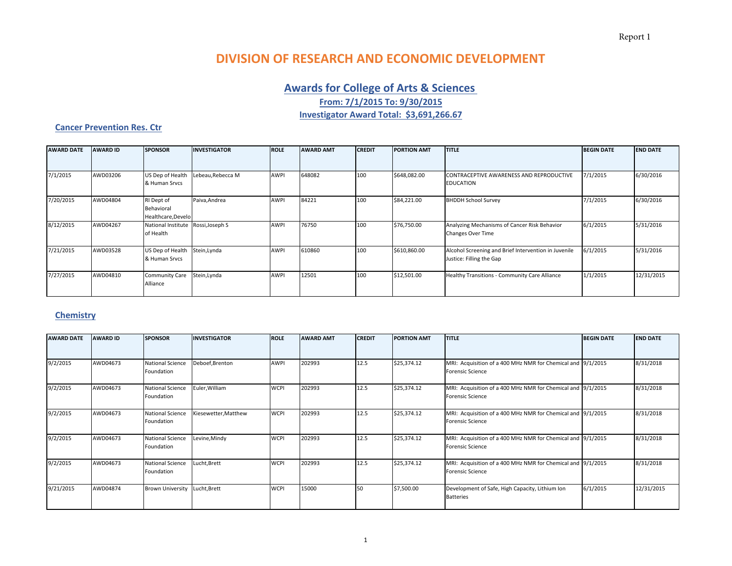Report 1

# DIVISION OF RESEARCH AND ECONOMIC DEVELOPMENT

## Awards for College of Arts & Sciences

**From: 7/1/2015 To: 9/30/2015**

**Investigator Award Total: $3,691,266.67**

### Cancer Prevention Res. Ctr

| AWARD DATE | AWARD ID | SPONSOR | INVESTIGATOR | ROLE | AWARD AMT | CREDIT | PORTION AMT | TITLE | BEGIN DATE | END DATE |
|---|---|---|---|---|---|---|---|---|---|---|
| 7/1/2015 | AWD03206 | US Dep of Health & Human Srvcs | Lebeau,Rebecca M | AWPI | 648082 | 100 | $648,082.00 | CONTRACEPTIVE AWARENESS AND REPRODUCTIVE EDUCATION | 7/1/2015 | 6/30/2016 |
| 7/20/2015 | AWD04804 | RI Dept of Behavioral Healthcare,Develo | Paiva,Andrea | AWPI | 84221 | 100 | $84,221.00 | BHDDH School Survey | 7/1/2015 | 6/30/2016 |
| 8/12/2015 | AWD04267 | National Institute of Health | Rossi,Joseph S | AWPI | 76750 | 100 | $76,750.00 | Analyzing Mechanisms of Cancer Risk Behavior Changes Over Time | 6/1/2015 | 5/31/2016 |
| 7/21/2015 | AWD03528 | US Dep of Health & Human Srvcs | Stein,Lynda | AWPI | 610860 | 100 | $610,860.00 | Alcohol Screening and Brief Intervention in Juvenile Justice: Filling the Gap | 6/1/2015 | 5/31/2016 |
| 7/27/2015 | AWD04810 | Community Care Alliance | Stein,Lynda | AWPI | 12501 | 100 | $12,501.00 | Healthy Transitions - Community Care Alliance | 1/1/2015 | 12/31/2015 |

### Chemistry

| AWARD DATE | AWARD ID | SPONSOR | INVESTIGATOR | ROLE | AWARD AMT | CREDIT | PORTION AMT | TITLE | BEGIN DATE | END DATE |
|---|---|---|---|---|---|---|---|---|---|---|
| 9/2/2015 | AWD04673 | National Science Foundation | Deboef,Brenton | AWPI | 202993 | 12.5 | $25,374.12 | MRI: Acquisition of a 400 MHz NMR for Chemical and Forensic Science | 9/1/2015 | 8/31/2018 |
| 9/2/2015 | AWD04673 | National Science Foundation | Euler,William | WCPI | 202993 | 12.5 | $25,374.12 | MRI: Acquisition of a 400 MHz NMR for Chemical and Forensic Science | 9/1/2015 | 8/31/2018 |
| 9/2/2015 | AWD04673 | National Science Foundation | Kiesewetter,Matthew | WCPI | 202993 | 12.5 | $25,374.12 | MRI: Acquisition of a 400 MHz NMR for Chemical and Forensic Science | 9/1/2015 | 8/31/2018 |
| 9/2/2015 | AWD04673 | National Science Foundation | Levine,Mindy | WCPI | 202993 | 12.5 | $25,374.12 | MRI: Acquisition of a 400 MHz NMR for Chemical and Forensic Science | 9/1/2015 | 8/31/2018 |
| 9/2/2015 | AWD04673 | National Science Foundation | Lucht,Brett | WCPI | 202993 | 12.5 | $25,374.12 | MRI: Acquisition of a 400 MHz NMR for Chemical and Forensic Science | 9/1/2015 | 8/31/2018 |
| 9/21/2015 | AWD04874 | Brown University | Lucht,Brett | WCPI | 15000 | 50 | $7,500.00 | Development of Safe, High Capacity, Lithium Ion Batteries | 6/1/2015 | 12/31/2015 |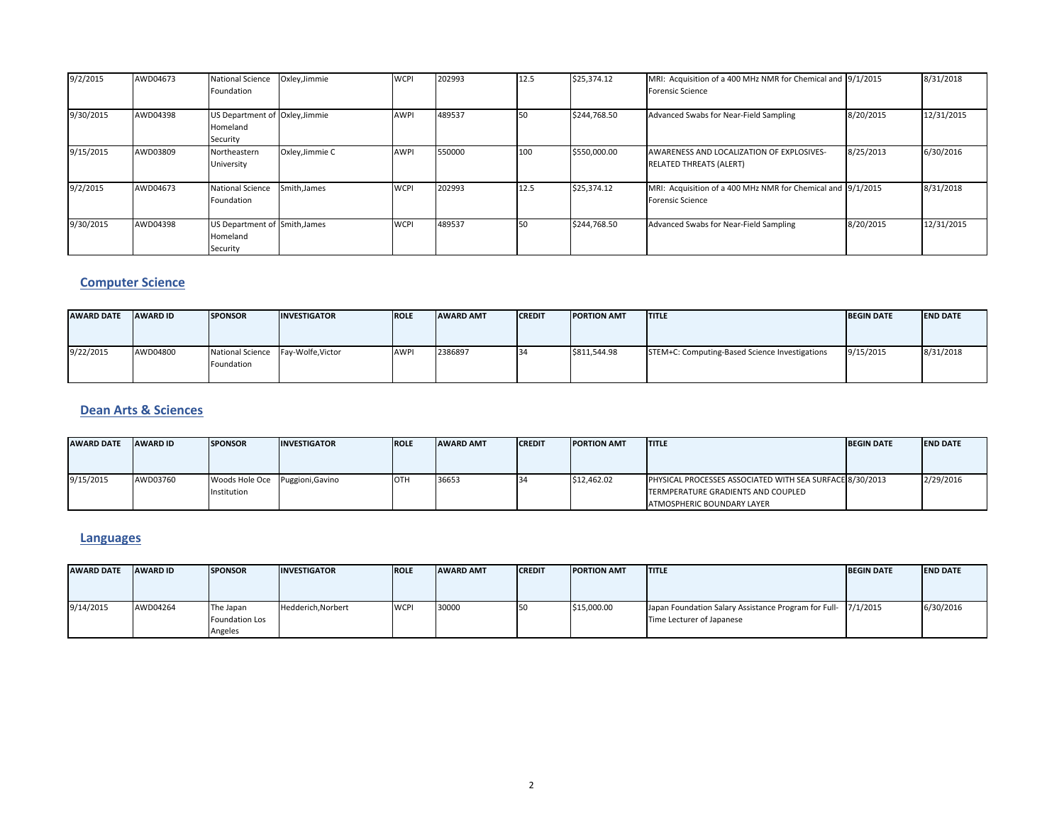| AWARD DATE | AWARD ID | SPONSOR | INVESTIGATOR | ROLE | AWARD AMT | CREDIT | PORTION AMT | TITLE | BEGIN DATE | END DATE |
|---|---|---|---|---|---|---|---|---|---|---|
| 9/2/2015 | AWD04673 | National Science Foundation | Oxley,Jimmie | WCPI | 202993 | 12.5 | $25,374.12 | MRI: Acquisition of a 400 MHz NMR for Chemical and Forensic Science | 9/1/2015 | 8/31/2018 |
| 9/30/2015 | AWD04398 | US Department of Homeland Security | Oxley,Jimmie | AWPI | 489537 | 50 | $244,768.50 | Advanced Swabs for Near-Field Sampling | 8/20/2015 | 12/31/2015 |
| 9/15/2015 | AWD03809 | Northeastern University | Oxley,Jimmie C | AWPI | 550000 | 100 | $550,000.00 | AWARENESS AND LOCALIZATION OF EXPLOSIVES-RELATED THREATS (ALERT) | 8/25/2013 | 6/30/2016 |
| 9/2/2015 | AWD04673 | National Science Foundation | Smith,James | WCPI | 202993 | 12.5 | $25,374.12 | MRI: Acquisition of a 400 MHz NMR for Chemical and Forensic Science | 9/1/2015 | 8/31/2018 |
| 9/30/2015 | AWD04398 | US Department of Homeland Security | Smith,James | WCPI | 489537 | 50 | $244,768.50 | Advanced Swabs for Near-Field Sampling | 8/20/2015 | 12/31/2015 |

## Computer Science

| AWARD DATE | AWARD ID | SPONSOR | INVESTIGATOR | ROLE | AWARD AMT | CREDIT | PORTION AMT | TITLE | BEGIN DATE | END DATE |
|---|---|---|---|---|---|---|---|---|---|---|
| 9/22/2015 | AWD04800 | National Science Foundation | Fay-Wolfe,Victor | AWPI | 2386897 | 34 | $811,544.98 | STEM+C: Computing-Based Science Investigations | 9/15/2015 | 8/31/2018 |

## Dean Arts & Sciences

| AWARD DATE | AWARD ID | SPONSOR | INVESTIGATOR | ROLE | AWARD AMT | CREDIT | PORTION AMT | TITLE | BEGIN DATE | END DATE |
|---|---|---|---|---|---|---|---|---|---|---|
| 9/15/2015 | AWD03760 | Woods Hole Oce Institution | Puggioni,Gavino | OTH | 36653 | 34 | $12,462.02 | PHYSICAL PROCESSES ASSOCIATED WITH SEA SURFACE TERMPERATURE GRADIENTS AND COUPLED ATMOSPHERIC BOUNDARY LAYER | 8/30/2013 | 2/29/2016 |

## Languages

| AWARD DATE | AWARD ID | SPONSOR | INVESTIGATOR | ROLE | AWARD AMT | CREDIT | PORTION AMT | TITLE | BEGIN DATE | END DATE |
|---|---|---|---|---|---|---|---|---|---|---|
| 9/14/2015 | AWD04264 | The Japan Foundation Los Angeles | Hedderich,Norbert | WCPI | 30000 | 50 | $15,000.00 | Japan Foundation Salary Assistance Program for Full-Time Lecturer of Japanese | 7/1/2015 | 6/30/2016 |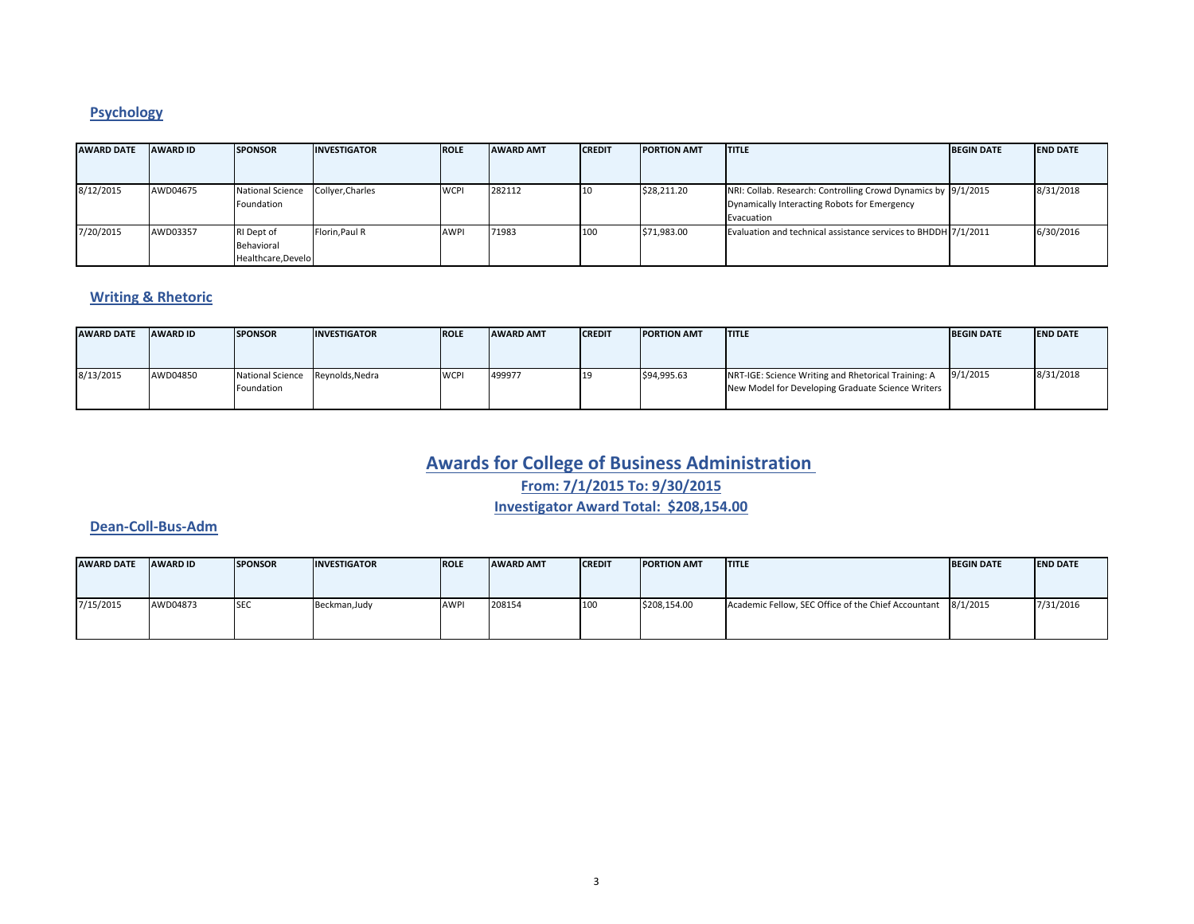## Psychology

| AWARD DATE | AWARD ID | SPONSOR | INVESTIGATOR | ROLE | AWARD AMT | CREDIT | PORTION AMT | TITLE | BEGIN DATE | END DATE |
|---|---|---|---|---|---|---|---|---|---|---|
| 8/12/2015 | AWD04675 | National Science Foundation | Collyer,Charles | WCPI | 282112 | 10 | $28,211.20 | NRI: Collab. Research: Controlling Crowd Dynamics by Dynamically Interacting Robots for Emergency Evacuation | 9/1/2015 | 8/31/2018 |
| 7/20/2015 | AWD03357 | RI Dept of Behavioral Healthcare,Develo | Florin,Paul R | AWPI | 71983 | 100 | $71,983.00 | Evaluation and technical assistance services to BHDDH | 7/1/2011 | 6/30/2016 |

## Writing & Rhetoric

| AWARD DATE | AWARD ID | SPONSOR | INVESTIGATOR | ROLE | AWARD AMT | CREDIT | PORTION AMT | TITLE | BEGIN DATE | END DATE |
|---|---|---|---|---|---|---|---|---|---|---|
| 8/13/2015 | AWD04850 | National Science Foundation | Reynolds,Nedra | WCPI | 499977 | 19 | $94,995.63 | NRT-IGE: Science Writing and Rhetorical Training: A New Model for Developing Graduate Science Writers | 9/1/2015 | 8/31/2018 |

# Awards for College of Business Administration

**From: 7/1/2015 To: 9/30/2015**

**Investigator Award Total: $208,154.00**

## Dean-Coll-Bus-Adm

| AWARD DATE | AWARD ID | SPONSOR | INVESTIGATOR | ROLE | AWARD AMT | CREDIT | PORTION AMT | TITLE | BEGIN DATE | END DATE |
|---|---|---|---|---|---|---|---|---|---|---|
| 7/15/2015 | AWD04873 | SEC | Beckman,Judy | AWPI | 208154 | 100 | $208,154.00 | Academic Fellow, SEC Office of the Chief Accountant | 8/1/2015 | 7/31/2016 |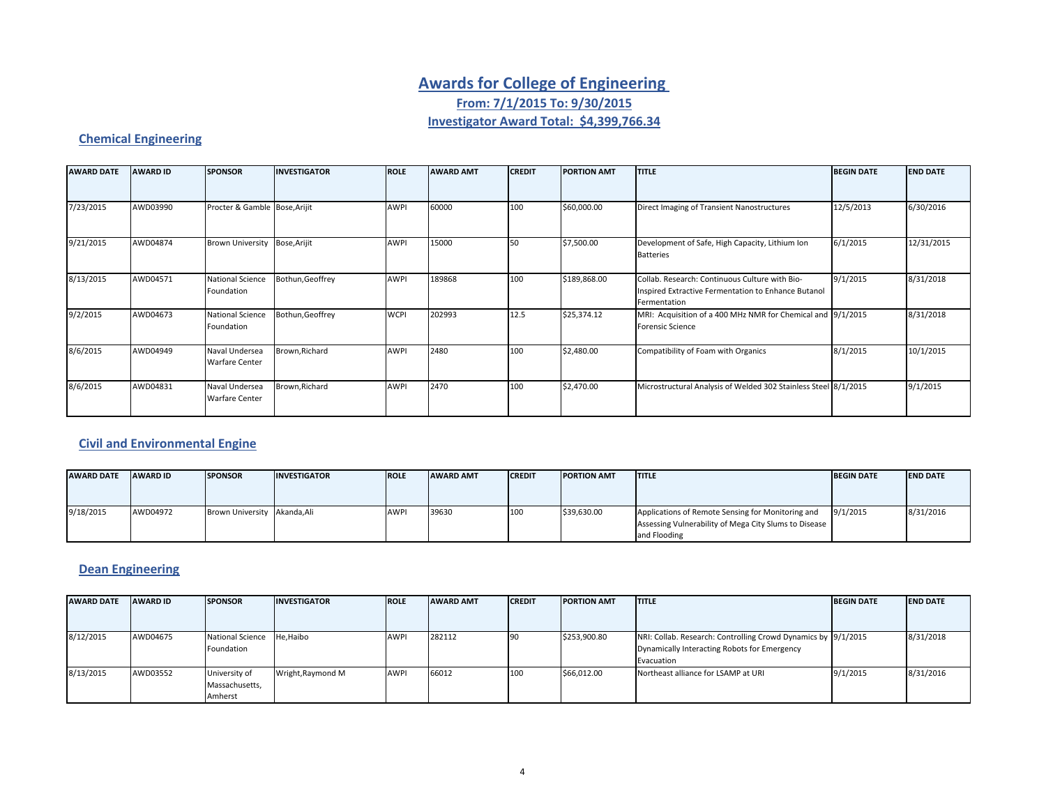# Awards for College of Engineering

**From: 7/1/2015 To: 9/30/2015**

**Investigator Award Total: $4,399,766.34**

## Chemical Engineering

| AWARD DATE | AWARD ID | SPONSOR | INVESTIGATOR | ROLE | AWARD AMT | CREDIT | PORTION AMT | TITLE | BEGIN DATE | END DATE |
|---|---|---|---|---|---|---|---|---|---|---|
| 7/23/2015 | AWD03990 | Procter & Gamble | Bose,Arijit | AWPI | 60000 | 100 | $60,000.00 | Direct Imaging of Transient Nanostructures | 12/5/2013 | 6/30/2016 |
| 9/21/2015 | AWD04874 | Brown University | Bose,Arijit | AWPI | 15000 | 50 | $7,500.00 | Development of Safe, High Capacity, Lithium Ion Batteries | 6/1/2015 | 12/31/2015 |
| 8/13/2015 | AWD04571 | National Science Foundation | Bothun,Geoffrey | AWPI | 189868 | 100 | $189,868.00 | Collab. Research: Continuous Culture with Bio-Inspired Extractive Fermentation to Enhance Butanol Fermentation | 9/1/2015 | 8/31/2018 |
| 9/2/2015 | AWD04673 | National Science Foundation | Bothun,Geoffrey | WCPI | 202993 | 12.5 | $25,374.12 | MRI: Acquisition of a 400 MHz NMR for Chemical and Forensic Science | 9/1/2015 | 8/31/2018 |
| 8/6/2015 | AWD04949 | Naval Undersea Warfare Center | Brown,Richard | AWPI | 2480 | 100 | $2,480.00 | Compatibility of Foam with Organics | 8/1/2015 | 10/1/2015 |
| 8/6/2015 | AWD04831 | Naval Undersea Warfare Center | Brown,Richard | AWPI | 2470 | 100 | $2,470.00 | Microstructural Analysis of Welded 302 Stainless Steel | 8/1/2015 | 9/1/2015 |

## Civil and Environmental Engine

| AWARD DATE | AWARD ID | SPONSOR | INVESTIGATOR | ROLE | AWARD AMT | CREDIT | PORTION AMT | TITLE | BEGIN DATE | END DATE |
|---|---|---|---|---|---|---|---|---|---|---|
| 9/18/2015 | AWD04972 | Brown University | Akanda,Ali | AWPI | 39630 | 100 | $39,630.00 | Applications of Remote Sensing for Monitoring and Assessing Vulnerability of Mega City Slums to Disease and Flooding | 9/1/2015 | 8/31/2016 |

## Dean Engineering

| AWARD DATE | AWARD ID | SPONSOR | INVESTIGATOR | ROLE | AWARD AMT | CREDIT | PORTION AMT | TITLE | BEGIN DATE | END DATE |
|---|---|---|---|---|---|---|---|---|---|---|
| 8/12/2015 | AWD04675 | National Science Foundation | He,Haibo | AWPI | 282112 | 90 | $253,900.80 | NRI: Collab. Research: Controlling Crowd Dynamics by Dynamically Interacting Robots for Emergency Evacuation | 9/1/2015 | 8/31/2018 |
| 8/13/2015 | AWD03552 | University of Massachusetts, Amherst | Wright,Raymond M | AWPI | 66012 | 100 | $66,012.00 | Northeast alliance for LSAMP at URI | 9/1/2015 | 8/31/2016 |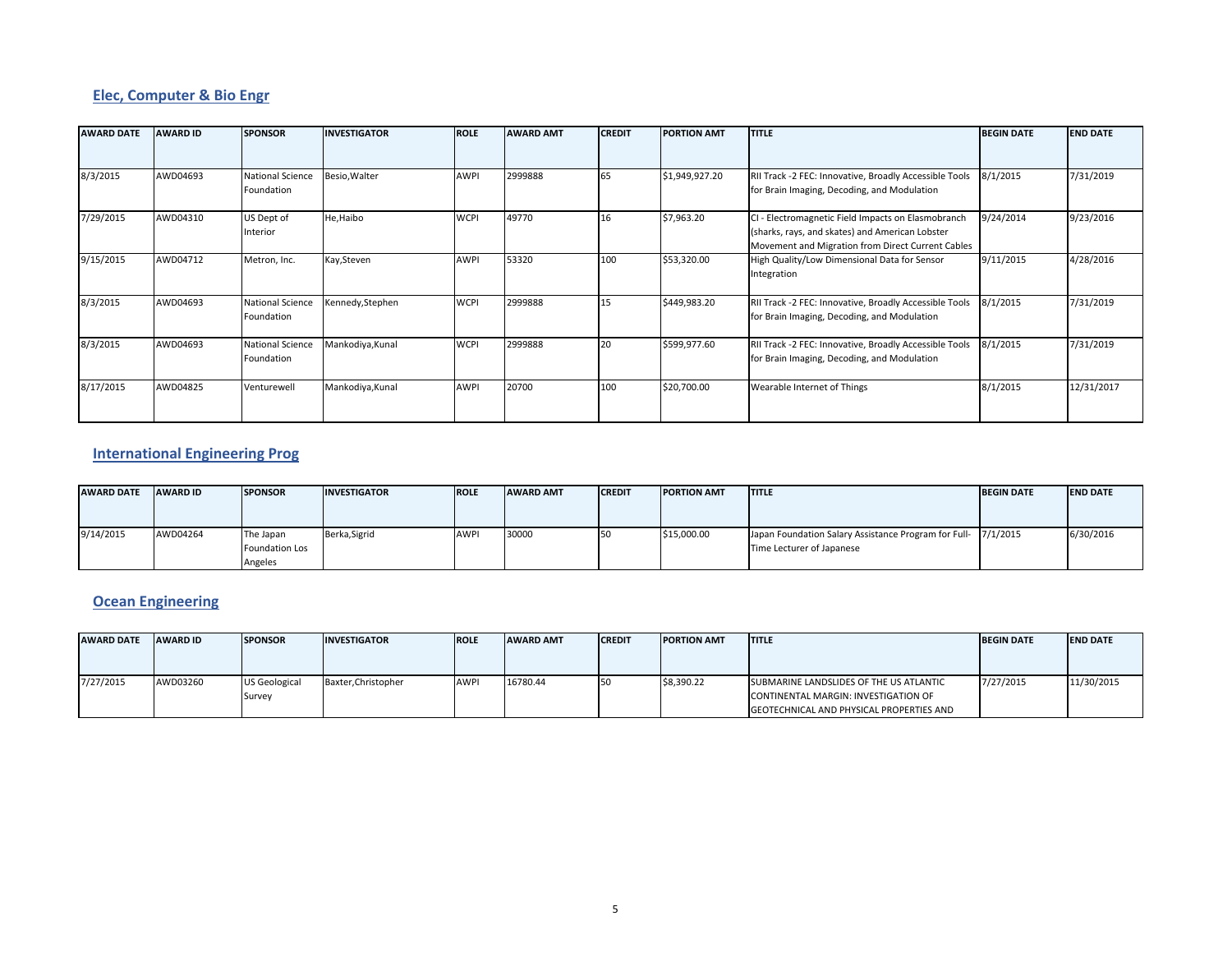## Elec, Computer & Bio Engr

| AWARD DATE | AWARD ID | SPONSOR | INVESTIGATOR | ROLE | AWARD AMT | CREDIT | PORTION AMT | TITLE | BEGIN DATE | END DATE |
|---|---|---|---|---|---|---|---|---|---|---|
| 8/3/2015 | AWD04693 | National Science Foundation | Besio,Walter | AWPI | 2999888 | 65 | $1,949,927.20 | RII Track -2 FEC: Innovative, Broadly Accessible Tools for Brain Imaging, Decoding, and Modulation | 8/1/2015 | 7/31/2019 |
| 7/29/2015 | AWD04310 | US Dept of Interior | He,Haibo | WCPI | 49770 | 16 | $7,963.20 | CI - Electromagnetic Field Impacts on Elasmobranch (sharks, rays, and skates) and American Lobster Movement and Migration from Direct Current Cables | 9/24/2014 | 9/23/2016 |
| 9/15/2015 | AWD04712 | Metron, Inc. | Kay,Steven | AWPI | 53320 | 100 | $53,320.00 | High Quality/Low Dimensional Data for Sensor Integration | 9/11/2015 | 4/28/2016 |
| 8/3/2015 | AWD04693 | National Science Foundation | Kennedy,Stephen | WCPI | 2999888 | 15 | $449,983.20 | RII Track -2 FEC: Innovative, Broadly Accessible Tools for Brain Imaging, Decoding, and Modulation | 8/1/2015 | 7/31/2019 |
| 8/3/2015 | AWD04693 | National Science Foundation | Mankodiya,Kunal | WCPI | 2999888 | 20 | $599,977.60 | RII Track -2 FEC: Innovative, Broadly Accessible Tools for Brain Imaging, Decoding, and Modulation | 8/1/2015 | 7/31/2019 |
| 8/17/2015 | AWD04825 | Venturewell | Mankodiya,Kunal | AWPI | 20700 | 100 | $20,700.00 | Wearable Internet of Things | 8/1/2015 | 12/31/2017 |

## International Engineering Prog

| AWARD DATE | AWARD ID | SPONSOR | INVESTIGATOR | ROLE | AWARD AMT | CREDIT | PORTION AMT | TITLE | BEGIN DATE | END DATE |
|---|---|---|---|---|---|---|---|---|---|---|
| 9/14/2015 | AWD04264 | The Japan Foundation Los Angeles | Berka,Sigrid | AWPI | 30000 | 50 | $15,000.00 | Japan Foundation Salary Assistance Program for Full-Time Lecturer of Japanese | 7/1/2015 | 6/30/2016 |

## Ocean Engineering

| AWARD DATE | AWARD ID | SPONSOR | INVESTIGATOR | ROLE | AWARD AMT | CREDIT | PORTION AMT | TITLE | BEGIN DATE | END DATE |
|---|---|---|---|---|---|---|---|---|---|---|
| 7/27/2015 | AWD03260 | US Geological Survey | Baxter,Christopher | AWPI | 16780.44 | 50 | $8,390.22 | SUBMARINE LANDSLIDES OF THE US ATLANTIC CONTINENTAL MARGIN: INVESTIGATION OF GEOTECHNICAL AND PHYSICAL PROPERTIES AND | 7/27/2015 | 11/30/2015 |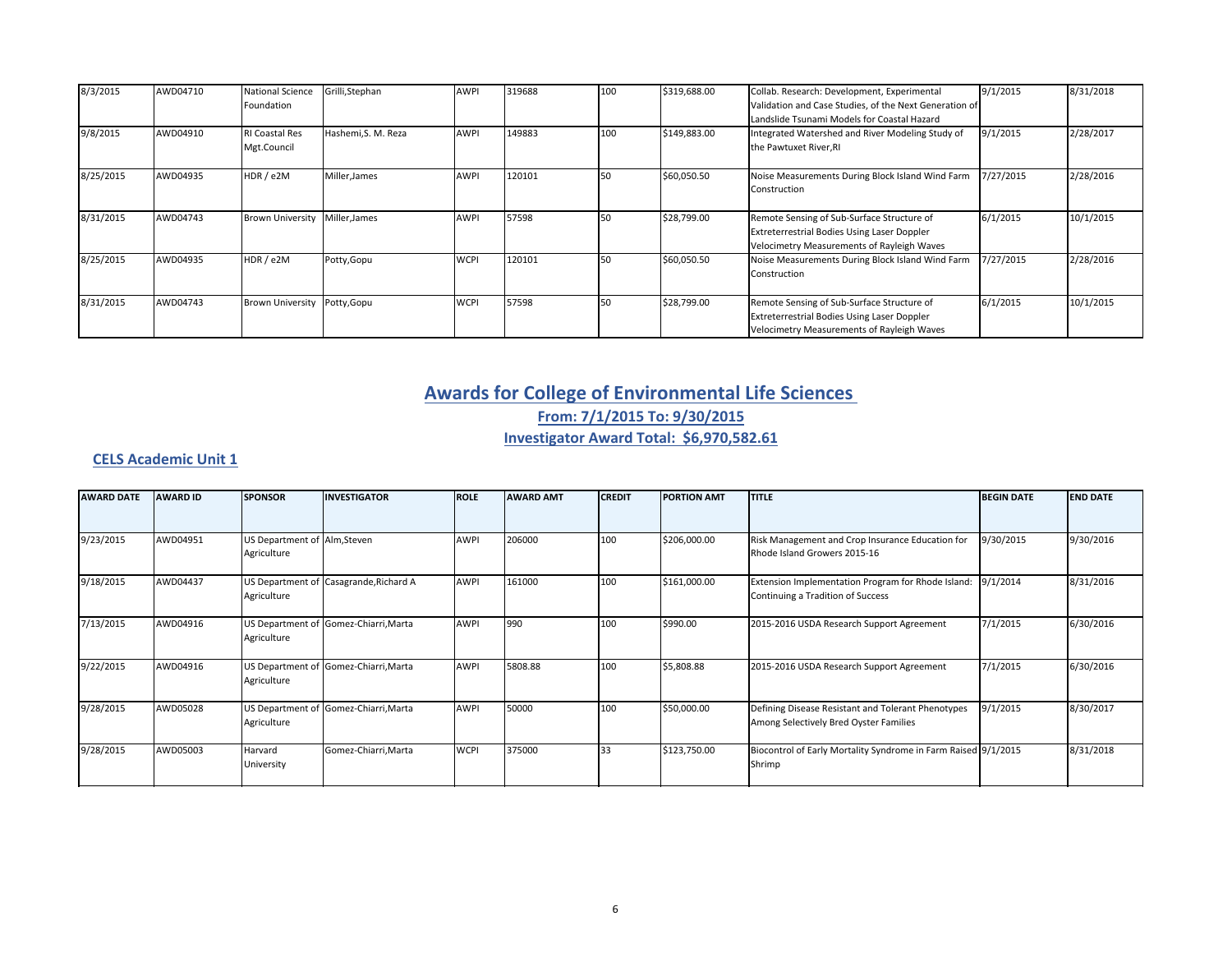| | | | | | | | | | | |
|---|---|---|---|---|---|---|---|---|---|---|
| 8/3/2015 | AWD04710 | National Science Foundation | Grilli,Stephan | AWPI | 319688 | 100 | $319,688.00 | Collab. Research: Development, Experimental Validation and Case Studies, of the Next Generation of Landslide Tsunami Models for Coastal Hazard | 9/1/2015 | 8/31/2018 |
| 9/8/2015 | AWD04910 | RI Coastal Res Mgt.Council | Hashemi,S. M. Reza | AWPI | 149883 | 100 | $149,883.00 | Integrated Watershed and River Modeling Study of the Pawtuxet River,RI | 9/1/2015 | 2/28/2017 |
| 8/25/2015 | AWD04935 | HDR / e2M | Miller,James | AWPI | 120101 | 50 | $60,050.50 | Noise Measurements During Block Island Wind Farm Construction | 7/27/2015 | 2/28/2016 |
| 8/31/2015 | AWD04743 | Brown University | Miller,James | AWPI | 57598 | 50 | $28,799.00 | Remote Sensing of Sub-Surface Structure of Extreterrestrial Bodies Using Laser Doppler Velocimetry Measurements of Rayleigh Waves | 6/1/2015 | 10/1/2015 |
| 8/25/2015 | AWD04935 | HDR / e2M | Potty,Gopu | WCPI | 120101 | 50 | $60,050.50 | Noise Measurements During Block Island Wind Farm Construction | 7/27/2015 | 2/28/2016 |
| 8/31/2015 | AWD04743 | Brown University | Potty,Gopu | WCPI | 57598 | 50 | $28,799.00 | Remote Sensing of Sub-Surface Structure of Extreterrestrial Bodies Using Laser Doppler Velocimetry Measurements of Rayleigh Waves | 6/1/2015 | 10/1/2015 |

# Awards for College of Environmental Life Sciences

**From: 7/1/2015 To: 9/30/2015**

**Investigator Award Total: $6,970,582.61**

## CELS Academic Unit 1

| AWARD DATE | AWARD ID | SPONSOR | INVESTIGATOR | ROLE | AWARD AMT | CREDIT | PORTION AMT | TITLE | BEGIN DATE | END DATE |
|---|---|---|---|---|---|---|---|---|---|---|
| 9/23/2015 | AWD04951 | US Department of Agriculture | Alm,Steven | AWPI | 206000 | 100 | $206,000.00 | Risk Management and Crop Insurance Education for Rhode Island Growers 2015-16 | 9/30/2015 | 9/30/2016 |
| 9/18/2015 | AWD04437 | US Department of Agriculture | Casagrande,Richard A | AWPI | 161000 | 100 | $161,000.00 | Extension Implementation Program for Rhode Island: Continuing a Tradition of Success | 9/1/2014 | 8/31/2016 |
| 7/13/2015 | AWD04916 | US Department of Agriculture | Gomez-Chiarri,Marta | AWPI | 990 | 100 | $990.00 | 2015-2016 USDA Research Support Agreement | 7/1/2015 | 6/30/2016 |
| 9/22/2015 | AWD04916 | US Department of Agriculture | Gomez-Chiarri,Marta | AWPI | 5808.88 | 100 | $5,808.88 | 2015-2016 USDA Research Support Agreement | 7/1/2015 | 6/30/2016 |
| 9/28/2015 | AWD05028 | US Department of Agriculture | Gomez-Chiarri,Marta | AWPI | 50000 | 100 | $50,000.00 | Defining Disease Resistant and Tolerant Phenotypes Among Selectively Bred Oyster Families | 9/1/2015 | 8/30/2017 |
| 9/28/2015 | AWD05003 | Harvard University | Gomez-Chiarri,Marta | WCPI | 375000 | 33 | $123,750.00 | Biocontrol of Early Mortality Syndrome in Farm Raised Shrimp | 9/1/2015 | 8/31/2018 |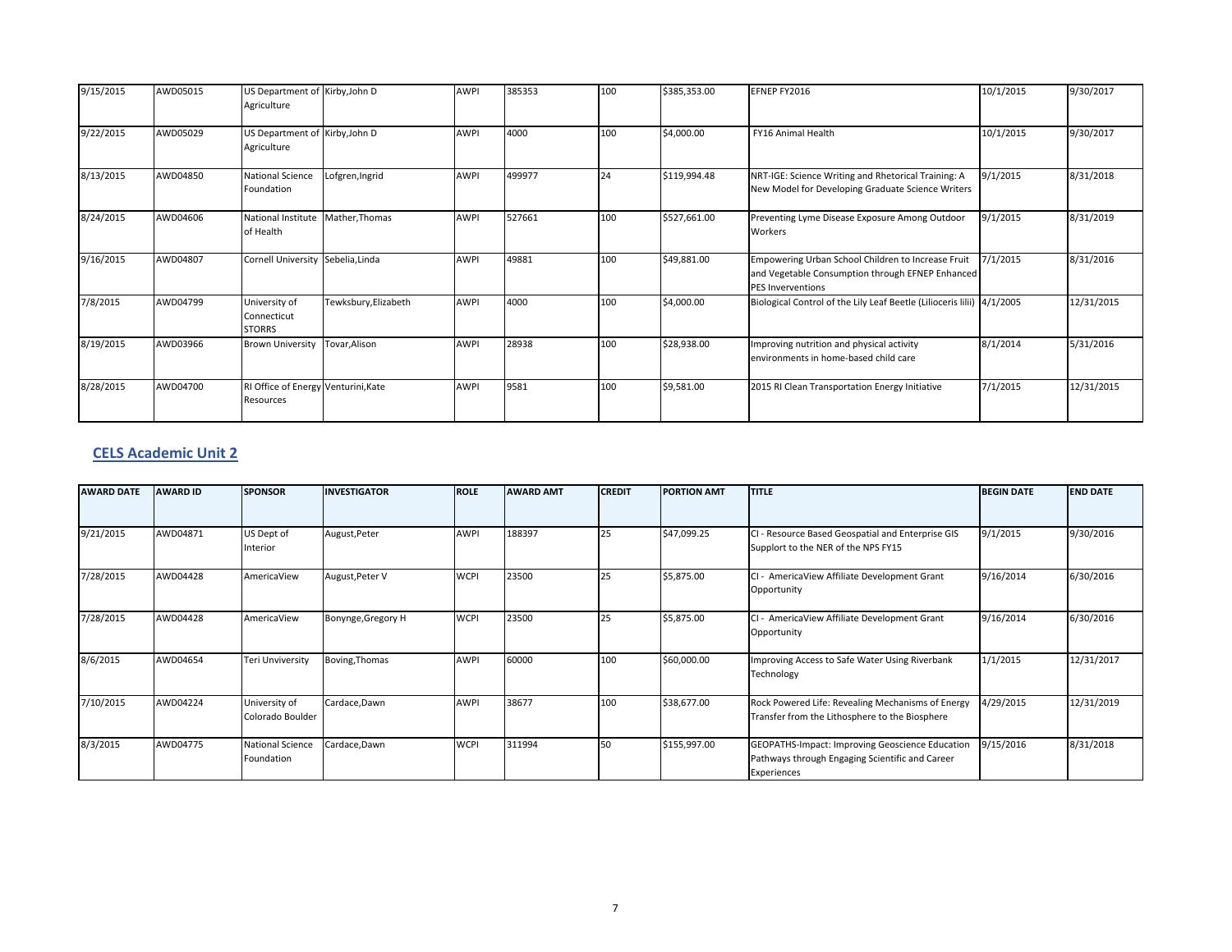| | | | | | | | | | | |
|---|---|---|---|---|---|---|---|---|---|---|
| 9/15/2015 | AWD05015 | US Department of Agriculture | Kirby,John D | AWPI | 385353 | 100 | $385,353.00 | EFNEP FY2016 | 10/1/2015 | 9/30/2017 |
| 9/22/2015 | AWD05029 | US Department of Agriculture | Kirby,John D | AWPI | 4000 | 100 | $4,000.00 | FY16 Animal Health | 10/1/2015 | 9/30/2017 |
| 8/13/2015 | AWD04850 | National Science Foundation | Lofgren,Ingrid | AWPI | 499977 | 24 | $119,994.48 | NRT-IGE: Science Writing and Rhetorical Training: A New Model for Developing Graduate Science Writers | 9/1/2015 | 8/31/2018 |
| 8/24/2015 | AWD04606 | National Institute of Health | Mather,Thomas | AWPI | 527661 | 100 | $527,661.00 | Preventing Lyme Disease Exposure Among Outdoor Workers | 9/1/2015 | 8/31/2019 |
| 9/16/2015 | AWD04807 | Cornell University | Sebelia,Linda | AWPI | 49881 | 100 | $49,881.00 | Empowering Urban School Children to Increase Fruit and Vegetable Consumption through EFNEP Enhanced PES Inverventions | 7/1/2015 | 8/31/2016 |
| 7/8/2015 | AWD04799 | University of Connecticut STORRS | Tewksbury,Elizabeth | AWPI | 4000 | 100 | $4,000.00 | Biological Control of the Lily Leaf Beetle (Lilioceris lilii) | 4/1/2005 | 12/31/2015 |
| 8/19/2015 | AWD03966 | Brown University | Tovar,Alison | AWPI | 28938 | 100 | $28,938.00 | Improving nutrition and physical activity environments in home-based child care | 8/1/2014 | 5/31/2016 |
| 8/28/2015 | AWD04700 | RI Office of Energy Resources | Venturini,Kate | AWPI | 9581 | 100 | $9,581.00 | 2015 RI Clean Transportation Energy Initiative | 7/1/2015 | 12/31/2015 |

## CELS Academic Unit 2

| AWARD DATE | AWARD ID | SPONSOR | INVESTIGATOR | ROLE | AWARD AMT | CREDIT | PORTION AMT | TITLE | BEGIN DATE | END DATE |
|---|---|---|---|---|---|---|---|---|---|---|
| 9/21/2015 | AWD04871 | US Dept of Interior | August,Peter | AWPI | 188397 | 25 | $47,099.25 | CI - Resource Based Geospatial and Enterprise GIS Supplort to the NER of the NPS FY15 | 9/1/2015 | 9/30/2016 |
| 7/28/2015 | AWD04428 | AmericaView | August,Peter V | WCPI | 23500 | 25 | $5,875.00 | CI - AmericaView Affiliate Development Grant Opportunity | 9/16/2014 | 6/30/2016 |
| 7/28/2015 | AWD04428 | AmericaView | Bonynge,Gregory H | WCPI | 23500 | 25 | $5,875.00 | CI - AmericaView Affiliate Development Grant Opportunity | 9/16/2014 | 6/30/2016 |
| 8/6/2015 | AWD04654 | Teri Unviversity | Boving,Thomas | AWPI | 60000 | 100 | $60,000.00 | Improving Access to Safe Water Using Riverbank Technology | 1/1/2015 | 12/31/2017 |
| 7/10/2015 | AWD04224 | University of Colorado Boulder | Cardace,Dawn | AWPI | 38677 | 100 | $38,677.00 | Rock Powered Life: Revealing Mechanisms of Energy Transfer from the Lithosphere to the Biosphere | 4/29/2015 | 12/31/2019 |
| 8/3/2015 | AWD04775 | National Science Foundation | Cardace,Dawn | WCPI | 311994 | 50 | $155,997.00 | GEOPATHS-Impact: Improving Geoscience Education Pathways through Engaging Scientific and Career Experiences | 9/15/2016 | 8/31/2018 |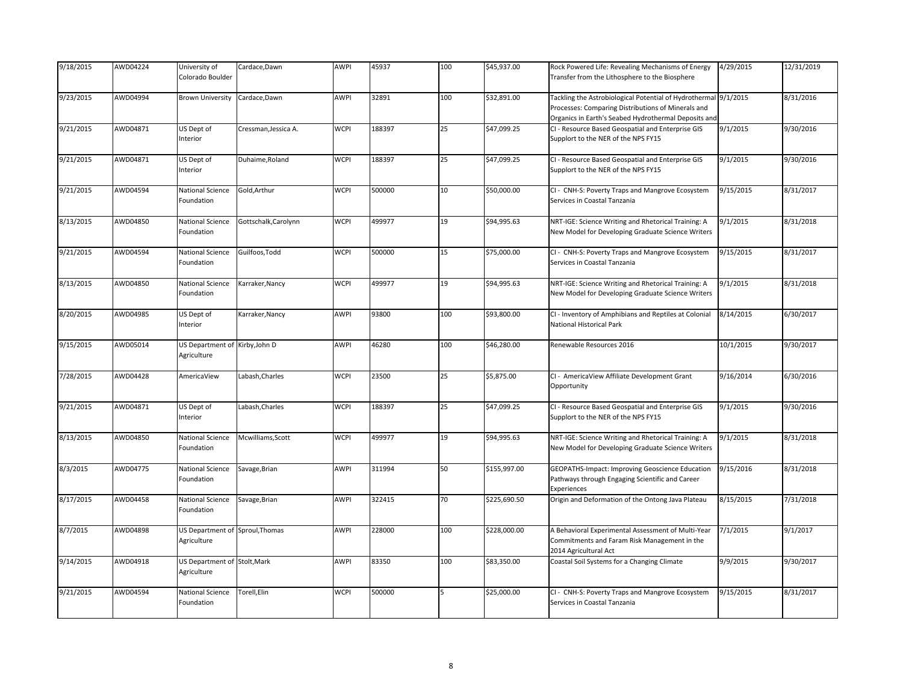| 9/18/2015 | AWD04224 | University of Colorado Boulder | Cardace,Dawn | AWPI | 45937 | 100 | $45,937.00 | Rock Powered Life: Revealing Mechanisms of Energy Transfer from the Lithosphere to the Biosphere | 4/29/2015 | 12/31/2019 |
|---|---|---|---|---|---|---|---|---|---|---|
| 9/23/2015 | AWD04994 | Brown University | Cardace,Dawn | AWPI | 32891 | 100 | $32,891.00 | Tackling the Astrobiological Potential of Hydrothermal Processes: Comparing Distributions of Minerals and Organics in Earth's Seabed Hydrothermal Deposits and | 9/1/2015 | 8/31/2016 |
| 9/21/2015 | AWD04871 | US Dept of Interior | Cressman,Jessica A. | WCPI | 188397 | 25 | $47,099.25 | CI - Resource Based Geospatial and Enterprise GIS Supplort to the NER of the NPS FY15 | 9/1/2015 | 9/30/2016 |
| 9/21/2015 | AWD04871 | US Dept of Interior | Duhaime,Roland | WCPI | 188397 | 25 | $47,099.25 | CI - Resource Based Geospatial and Enterprise GIS Supplort to the NER of the NPS FY15 | 9/1/2015 | 9/30/2016 |
| 9/21/2015 | AWD04594 | National Science Foundation | Gold,Arthur | WCPI | 500000 | 10 | $50,000.00 | CI - CNH-S: Poverty Traps and Mangrove Ecosystem Services in Coastal Tanzania | 9/15/2015 | 8/31/2017 |
| 8/13/2015 | AWD04850 | National Science Foundation | Gottschalk,Carolynn | WCPI | 499977 | 19 | $94,995.63 | NRT-IGE: Science Writing and Rhetorical Training: A New Model for Developing Graduate Science Writers | 9/1/2015 | 8/31/2018 |
| 9/21/2015 | AWD04594 | National Science Foundation | Guilfoos,Todd | WCPI | 500000 | 15 | $75,000.00 | CI - CNH-S: Poverty Traps and Mangrove Ecosystem Services in Coastal Tanzania | 9/15/2015 | 8/31/2017 |
| 8/13/2015 | AWD04850 | National Science Foundation | Karraker,Nancy | WCPI | 499977 | 19 | $94,995.63 | NRT-IGE: Science Writing and Rhetorical Training: A New Model for Developing Graduate Science Writers | 9/1/2015 | 8/31/2018 |
| 8/20/2015 | AWD04985 | US Dept of Interior | Karraker,Nancy | AWPI | 93800 | 100 | $93,800.00 | CI - Inventory of Amphibians and Reptiles at Colonial National Historical Park | 8/14/2015 | 6/30/2017 |
| 9/15/2015 | AWD05014 | US Department of Agriculture | Kirby,John D | AWPI | 46280 | 100 | $46,280.00 | Renewable Resources 2016 | 10/1/2015 | 9/30/2017 |
| 7/28/2015 | AWD04428 | AmericaView | Labash,Charles | WCPI | 23500 | 25 | $5,875.00 | CI - AmericaView Affiliate Development Grant Opportunity | 9/16/2014 | 6/30/2016 |
| 9/21/2015 | AWD04871 | US Dept of Interior | Labash,Charles | WCPI | 188397 | 25 | $47,099.25 | CI - Resource Based Geospatial and Enterprise GIS Supplort to the NER of the NPS FY15 | 9/1/2015 | 9/30/2016 |
| 8/13/2015 | AWD04850 | National Science Foundation | Mcwilliams,Scott | WCPI | 499977 | 19 | $94,995.63 | NRT-IGE: Science Writing and Rhetorical Training: A New Model for Developing Graduate Science Writers | 9/1/2015 | 8/31/2018 |
| 8/3/2015 | AWD04775 | National Science Foundation | Savage,Brian | AWPI | 311994 | 50 | $155,997.00 | GEOPATHS-Impact: Improving Geoscience Education Pathways through Engaging Scientific and Career Experiences | 9/15/2016 | 8/31/2018 |
| 8/17/2015 | AWD04458 | National Science Foundation | Savage,Brian | AWPI | 322415 | 70 | $225,690.50 | Origin and Deformation of the Ontong Java Plateau | 8/15/2015 | 7/31/2018 |
| 8/7/2015 | AWD04898 | US Department of Agriculture | Sproul,Thomas | AWPI | 228000 | 100 | $228,000.00 | A Behavioral Experimental Assessment of Multi-Year Commitments and Faram Risk Management in the 2014 Agricultural Act | 7/1/2015 | 9/1/2017 |
| 9/14/2015 | AWD04918 | US Department of Agriculture | Stolt,Mark | AWPI | 83350 | 100 | $83,350.00 | Coastal Soil Systems for a Changing Climate | 9/9/2015 | 9/30/2017 |
| 9/21/2015 | AWD04594 | National Science Foundation | Torell,Elin | WCPI | 500000 | 5 | $25,000.00 | CI - CNH-S: Poverty Traps and Mangrove Ecosystem Services in Coastal Tanzania | 9/15/2015 | 8/31/2017 |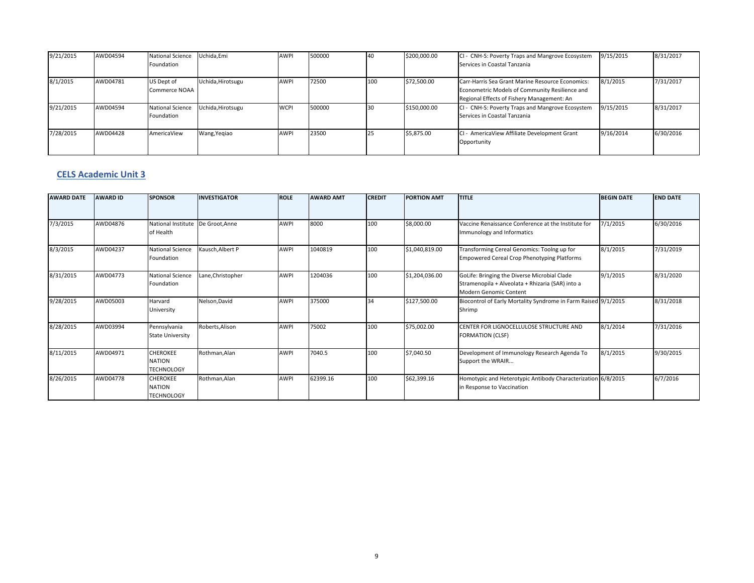| | | | | | | | | | | |
|---|---|---|---|---|---|---|---|---|---|---|
| 9/21/2015 | AWD04594 | National Science Foundation | Uchida,Emi | AWPI | 500000 | 40 | $200,000.00 | CI - CNH-S: Poverty Traps and Mangrove Ecosystem Services in Coastal Tanzania | 9/15/2015 | 8/31/2017 |
| 8/1/2015 | AWD04781 | US Dept of Commerce NOAA | Uchida,Hirotsugu | AWPI | 72500 | 100 | $72,500.00 | Carr-Harris Sea Grant Marine Resource Economics: Econometric Models of Community Resilience and Regional Effects of Fishery Management: An | 8/1/2015 | 7/31/2017 |
| 9/21/2015 | AWD04594 | National Science Foundation | Uchida,Hirotsugu | WCPI | 500000 | 30 | $150,000.00 | CI - CNH-S: Poverty Traps and Mangrove Ecosystem Services in Coastal Tanzania | 9/15/2015 | 8/31/2017 |
| 7/28/2015 | AWD04428 | AmericaView | Wang,Yeqiao | AWPI | 23500 | 25 | $5,875.00 | CI - AmericaView Affiliate Development Grant Opportunity | 9/16/2014 | 6/30/2016 |

## CELS Academic Unit 3

| AWARD DATE | AWARD ID | SPONSOR | INVESTIGATOR | ROLE | AWARD AMT | CREDIT | PORTION AMT | TITLE | BEGIN DATE | END DATE |
|---|---|---|---|---|---|---|---|---|---|---|
| 7/3/2015 | AWD04876 | National Institute of Health | De Groot,Anne | AWPI | 8000 | 100 | $8,000.00 | Vaccine Renaissance Conference at the Institute for Immunology and Informatics | 7/1/2015 | 6/30/2016 |
| 8/3/2015 | AWD04237 | National Science Foundation | Kausch,Albert P | AWPI | 1040819 | 100 | $1,040,819.00 | Transforming Cereal Genomics: Toolng up for Empowered Cereal Crop Phenotyping Platforms | 8/1/2015 | 7/31/2019 |
| 8/31/2015 | AWD04773 | National Science Foundation | Lane,Christopher | AWPI | 1204036 | 100 | $1,204,036.00 | GoLife: Bringing the Diverse Microbial Clade Stramenopila + Alveolata + Rhizaria (SAR) into a Modern Genomic Content | 9/1/2015 | 8/31/2020 |
| 9/28/2015 | AWD05003 | Harvard University | Nelson,David | AWPI | 375000 | 34 | $127,500.00 | Biocontrol of Early Mortality Syndrome in Farm Raised Shrimp | 9/1/2015 | 8/31/2018 |
| 8/28/2015 | AWD03994 | Pennsylvania State University | Roberts,Alison | AWPI | 75002 | 100 | $75,002.00 | CENTER FOR LIGNOCELLULOSE STRUCTURE AND FORMATION (CLSF) | 8/1/2014 | 7/31/2016 |
| 8/11/2015 | AWD04971 | CHEROKEE NATION TECHNOLOGY | Rothman,Alan | AWPI | 7040.5 | 100 | $7,040.50 | Development of Immunology Research Agenda To Support the WRAIR... | 8/1/2015 | 9/30/2015 |
| 8/26/2015 | AWD04778 | CHEROKEE NATION TECHNOLOGY | Rothman,Alan | AWPI | 62399.16 | 100 | $62,399.16 | Homotypic and Heterotypic Antibody Characterization in Response to Vaccination | 6/8/2015 | 6/7/2016 |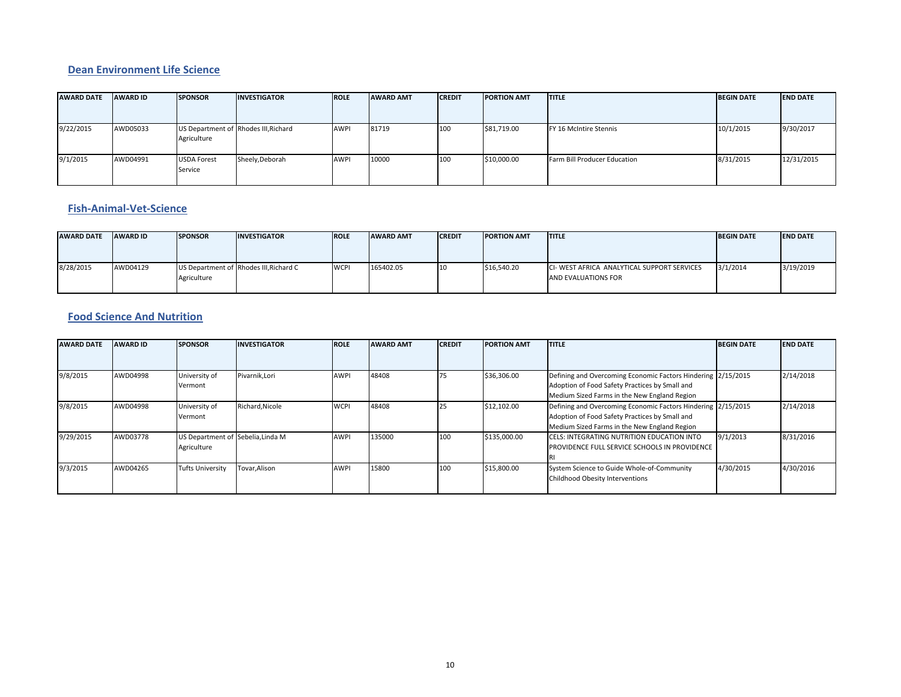## Dean Environment Life Science

| AWARD DATE | AWARD ID | SPONSOR | INVESTIGATOR | ROLE | AWARD AMT | CREDIT | PORTION AMT | TITLE | BEGIN DATE | END DATE |
|---|---|---|---|---|---|---|---|---|---|---|
| 9/22/2015 | AWD05033 | US Department of Agriculture | Rhodes III,Richard | AWPI | 81719 | 100 | $81,719.00 | FY 16 McIntire Stennis | 10/1/2015 | 9/30/2017 |
| 9/1/2015 | AWD04991 | USDA Forest Service | Sheely,Deborah | AWPI | 10000 | 100 | $10,000.00 | Farm Bill Producer Education | 8/31/2015 | 12/31/2015 |

## Fish-Animal-Vet-Science

| AWARD DATE | AWARD ID | SPONSOR | INVESTIGATOR | ROLE | AWARD AMT | CREDIT | PORTION AMT | TITLE | BEGIN DATE | END DATE |
|---|---|---|---|---|---|---|---|---|---|---|
| 8/28/2015 | AWD04129 | US Department of Agriculture | Rhodes III,Richard C | WCPI | 165402.05 | 10 | $16,540.20 | CI- WEST AFRICA ANALYTICAL SUPPORT SERVICES AND EVALUATIONS FOR | 3/1/2014 | 3/19/2019 |

## Food Science And Nutrition

| AWARD DATE | AWARD ID | SPONSOR | INVESTIGATOR | ROLE | AWARD AMT | CREDIT | PORTION AMT | TITLE | BEGIN DATE | END DATE |
|---|---|---|---|---|---|---|---|---|---|---|
| 9/8/2015 | AWD04998 | University of Vermont | Pivarnik,Lori | AWPI | 48408 | 75 | $36,306.00 | Defining and Overcoming Economic Factors Hindering Adoption of Food Safety Practices by Small and Medium Sized Farms in the New England Region | 2/15/2015 | 2/14/2018 |
| 9/8/2015 | AWD04998 | University of Vermont | Richard,Nicole | WCPI | 48408 | 25 | $12,102.00 | Defining and Overcoming Economic Factors Hindering Adoption of Food Safety Practices by Small and Medium Sized Farms in the New England Region | 2/15/2015 | 2/14/2018 |
| 9/29/2015 | AWD03778 | US Department of Agriculture | Sebelia,Linda M | AWPI | 135000 | 100 | $135,000.00 | CELS: INTEGRATING NUTRITION EDUCATION INTO PROVIDENCE FULL SERVICE SCHOOLS IN PROVIDENCE RI | 9/1/2013 | 8/31/2016 |
| 9/3/2015 | AWD04265 | Tufts University | Tovar,Alison | AWPI | 15800 | 100 | $15,800.00 | System Science to Guide Whole-of-Community Childhood Obesity Interventions | 4/30/2015 | 4/30/2016 |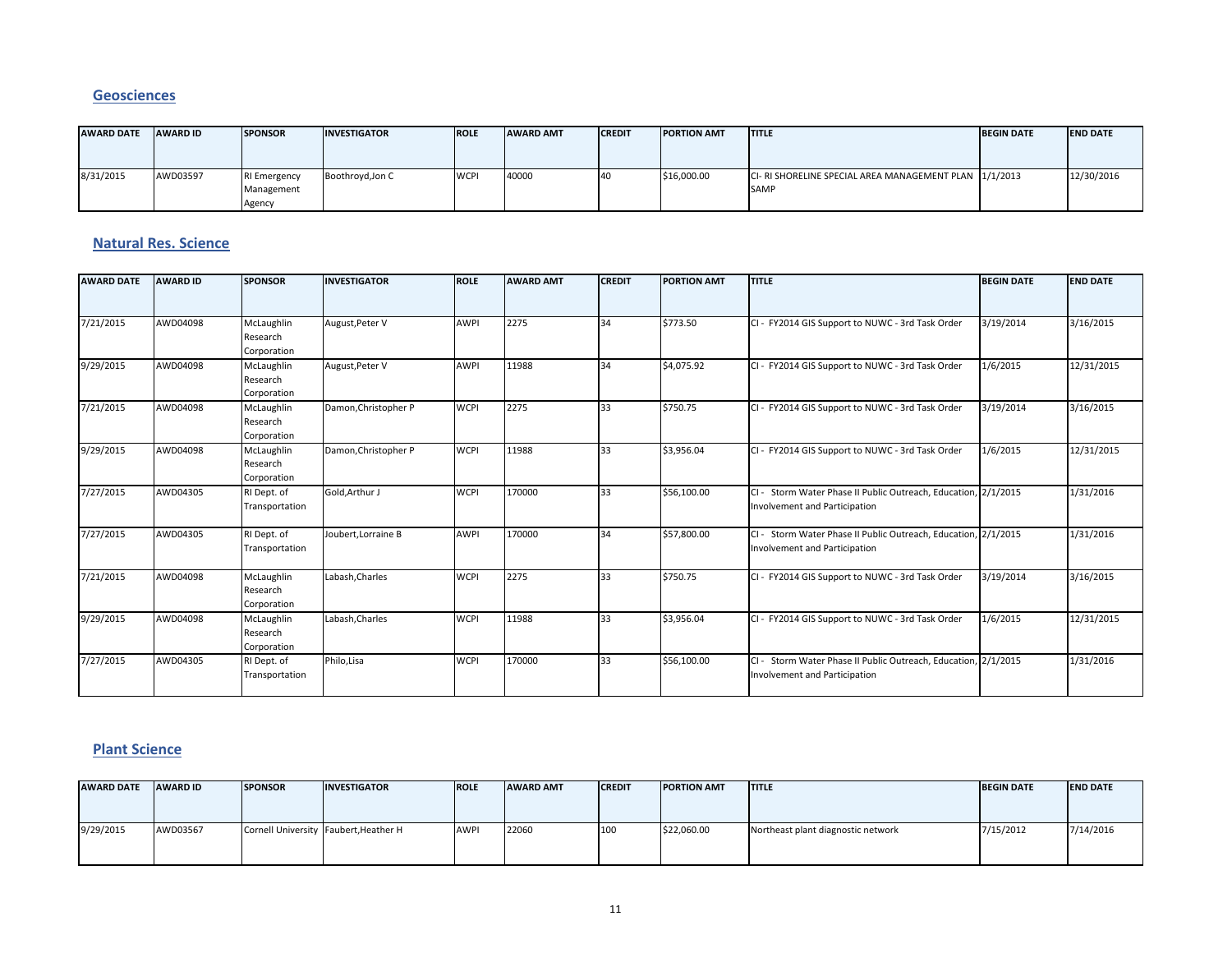## Geosciences

| AWARD DATE | AWARD ID | SPONSOR | INVESTIGATOR | ROLE | AWARD AMT | CREDIT | PORTION AMT | TITLE | BEGIN DATE | END DATE |
|---|---|---|---|---|---|---|---|---|---|---|
| 8/31/2015 | AWD03597 | RI Emergency Management Agency | Boothroyd,Jon C | WCPI | 40000 | 40 | $16,000.00 | CI- RI SHORELINE SPECIAL AREA MANAGEMENT PLAN SAMP | 1/1/2013 | 12/30/2016 |

## Natural Res. Science

| AWARD DATE | AWARD ID | SPONSOR | INVESTIGATOR | ROLE | AWARD AMT | CREDIT | PORTION AMT | TITLE | BEGIN DATE | END DATE |
|---|---|---|---|---|---|---|---|---|---|---|
| 7/21/2015 | AWD04098 | McLaughlin Research Corporation | August,Peter V | AWPI | 2275 | 34 | $773.50 | CI - FY2014 GIS Support to NUWC - 3rd Task Order | 3/19/2014 | 3/16/2015 |
| 9/29/2015 | AWD04098 | McLaughlin Research Corporation | August,Peter V | AWPI | 11988 | 34 | $4,075.92 | CI - FY2014 GIS Support to NUWC - 3rd Task Order | 1/6/2015 | 12/31/2015 |
| 7/21/2015 | AWD04098 | McLaughlin Research Corporation | Damon,Christopher P | WCPI | 2275 | 33 | $750.75 | CI - FY2014 GIS Support to NUWC - 3rd Task Order | 3/19/2014 | 3/16/2015 |
| 9/29/2015 | AWD04098 | McLaughlin Research Corporation | Damon,Christopher P | WCPI | 11988 | 33 | $3,956.04 | CI - FY2014 GIS Support to NUWC - 3rd Task Order | 1/6/2015 | 12/31/2015 |
| 7/27/2015 | AWD04305 | RI Dept. of Transportation | Gold,Arthur J | WCPI | 170000 | 33 | $56,100.00 | CI - Storm Water Phase II Public Outreach, Education, Involvement and Participation | 2/1/2015 | 1/31/2016 |
| 7/27/2015 | AWD04305 | RI Dept. of Transportation | Joubert,Lorraine B | AWPI | 170000 | 34 | $57,800.00 | CI - Storm Water Phase II Public Outreach, Education, Involvement and Participation | 2/1/2015 | 1/31/2016 |
| 7/21/2015 | AWD04098 | McLaughlin Research Corporation | Labash,Charles | WCPI | 2275 | 33 | $750.75 | CI - FY2014 GIS Support to NUWC - 3rd Task Order | 3/19/2014 | 3/16/2015 |
| 9/29/2015 | AWD04098 | McLaughlin Research Corporation | Labash,Charles | WCPI | 11988 | 33 | $3,956.04 | CI - FY2014 GIS Support to NUWC - 3rd Task Order | 1/6/2015 | 12/31/2015 |
| 7/27/2015 | AWD04305 | RI Dept. of Transportation | Philo,Lisa | WCPI | 170000 | 33 | $56,100.00 | CI - Storm Water Phase II Public Outreach, Education, Involvement and Participation | 2/1/2015 | 1/31/2016 |

## Plant Science

| AWARD DATE | AWARD ID | SPONSOR | INVESTIGATOR | ROLE | AWARD AMT | CREDIT | PORTION AMT | TITLE | BEGIN DATE | END DATE |
|---|---|---|---|---|---|---|---|---|---|---|
| 9/29/2015 | AWD03567 | Cornell University | Faubert,Heather H | AWPI | 22060 | 100 | $22,060.00 | Northeast plant diagnostic network | 7/15/2012 | 7/14/2016 |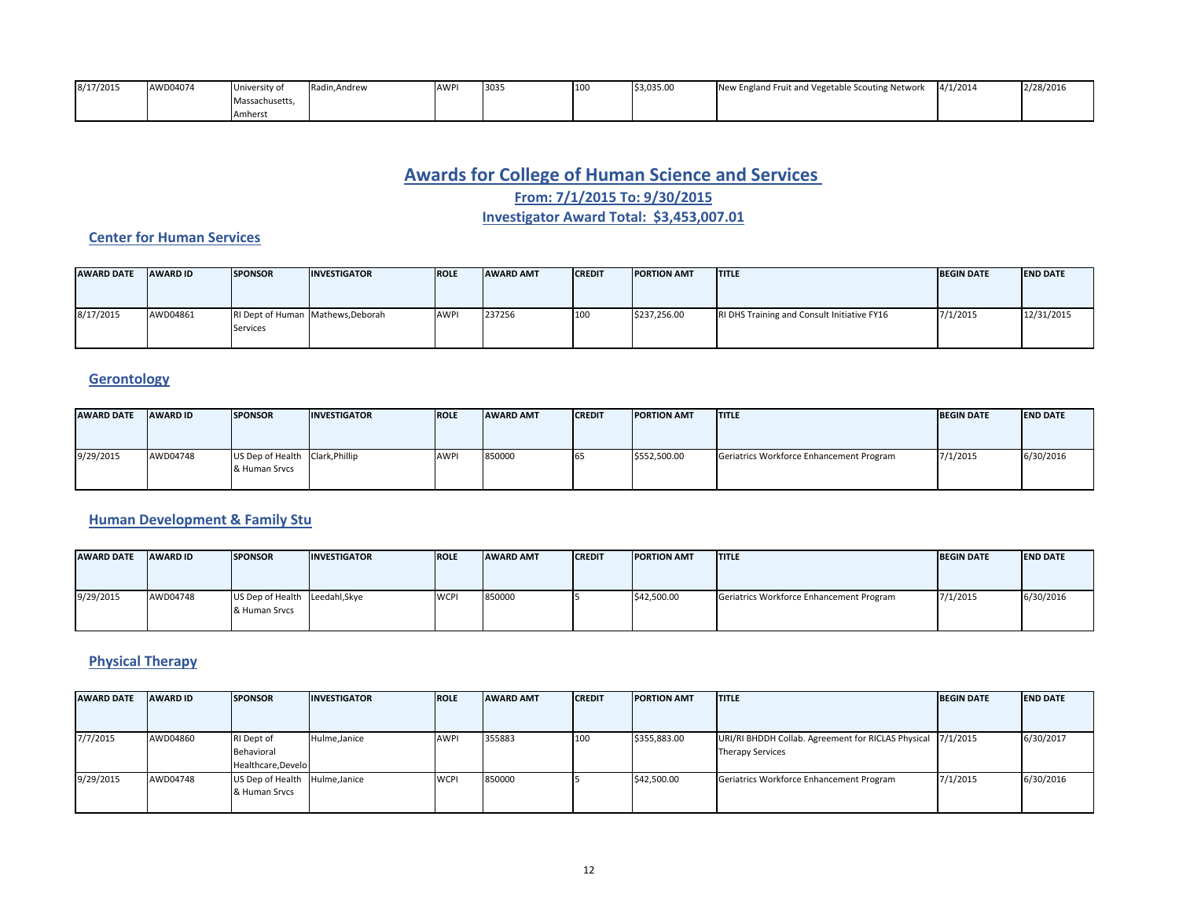| | | | | | | | | | | |
|---|---|---|---|---|---|---|---|---|---|---|
| 8/17/2015 | AWD04074 | University of Massachusetts, Amherst | Radin,Andrew | AWPI | 3035 | 100 | $3,035.00 | New England Fruit and Vegetable Scouting Network | 4/1/2014 | 2/28/2016 |

# Awards for College of Human Science and Services

## From: 7/1/2015 To: 9/30/2015

## Investigator Award Total: $3,453,007.01

### Center for Human Services

| AWARD DATE | AWARD ID | SPONSOR | INVESTIGATOR | ROLE | AWARD AMT | CREDIT | PORTION AMT | TITLE | BEGIN DATE | END DATE |
|---|---|---|---|---|---|---|---|---|---|---|
| 8/17/2015 | AWD04861 | RI Dept of Human Services | Mathews,Deborah | AWPI | 237256 | 100 | $237,256.00 | RI DHS Training and Consult Initiative FY16 | 7/1/2015 | 12/31/2015 |

### Gerontology

| AWARD DATE | AWARD ID | SPONSOR | INVESTIGATOR | ROLE | AWARD AMT | CREDIT | PORTION AMT | TITLE | BEGIN DATE | END DATE |
|---|---|---|---|---|---|---|---|---|---|---|
| 9/29/2015 | AWD04748 | US Dep of Health & Human Srvcs | Clark,Phillip | AWPI | 850000 | 65 | $552,500.00 | Geriatrics Workforce Enhancement Program | 7/1/2015 | 6/30/2016 |

### Human Development & Family Stu

| AWARD DATE | AWARD ID | SPONSOR | INVESTIGATOR | ROLE | AWARD AMT | CREDIT | PORTION AMT | TITLE | BEGIN DATE | END DATE |
|---|---|---|---|---|---|---|---|---|---|---|
| 9/29/2015 | AWD04748 | US Dep of Health & Human Srvcs | Leedahl,Skye | WCPI | 850000 | 5 | $42,500.00 | Geriatrics Workforce Enhancement Program | 7/1/2015 | 6/30/2016 |

### Physical Therapy

| AWARD DATE | AWARD ID | SPONSOR | INVESTIGATOR | ROLE | AWARD AMT | CREDIT | PORTION AMT | TITLE | BEGIN DATE | END DATE |
|---|---|---|---|---|---|---|---|---|---|---|
| 7/7/2015 | AWD04860 | RI Dept of Behavioral Healthcare,Develo | Hulme,Janice | AWPI | 355883 | 100 | $355,883.00 | URI/RI BHDDH Collab. Agreement for RICLAS Physical Therapy Services | 7/1/2015 | 6/30/2017 |
| 9/29/2015 | AWD04748 | US Dep of Health & Human Srvcs | Hulme,Janice | WCPI | 850000 | 5 | $42,500.00 | Geriatrics Workforce Enhancement Program | 7/1/2015 | 6/30/2016 |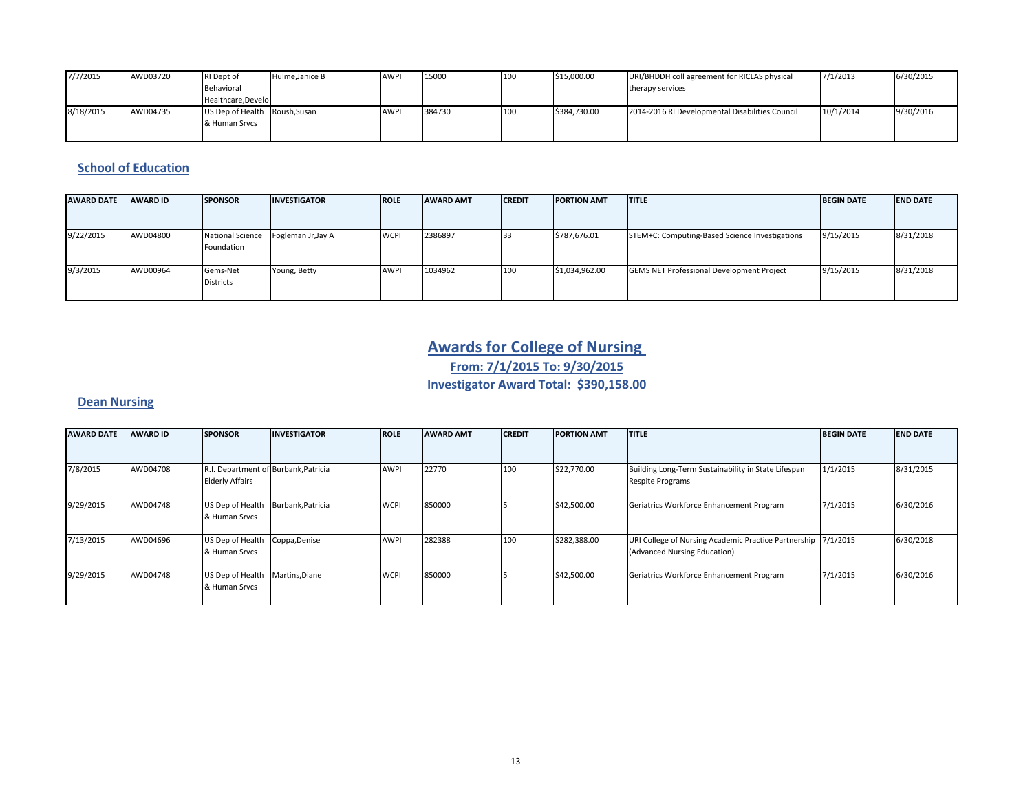| AWARD DATE | AWARD ID | SPONSOR | INVESTIGATOR | ROLE | AWARD AMT | CREDIT | PORTION AMT | TITLE | BEGIN DATE | END DATE |
|---|---|---|---|---|---|---|---|---|---|---|
| 7/7/2015 | AWD03720 | RI Dept of Behavioral Healthcare,Develo | Hulme,Janice B | AWPI | 15000 | 100 | $15,000.00 | URI/BHDDH coll agreement for RICLAS physical therapy services | 7/1/2013 | 6/30/2015 |
| 8/18/2015 | AWD04735 | US Dep of Health & Human Srvcs | Roush,Susan | AWPI | 384730 | 100 | $384,730.00 | 2014-2016 RI Developmental Disabilities Council | 10/1/2014 | 9/30/2016 |

### School of Education

| AWARD DATE | AWARD ID | SPONSOR | INVESTIGATOR | ROLE | AWARD AMT | CREDIT | PORTION AMT | TITLE | BEGIN DATE | END DATE |
|---|---|---|---|---|---|---|---|---|---|---|
| 9/22/2015 | AWD04800 | National Science Foundation | Fogleman Jr,Jay A | WCPI | 2386897 | 33 | $787,676.01 | STEM+C: Computing-Based Science Investigations | 9/15/2015 | 8/31/2018 |
| 9/3/2015 | AWD00964 | Gems-Net Districts | Young, Betty | AWPI | 1034962 | 100 | $1,034,962.00 | GEMS NET Professional Development Project | 9/15/2015 | 8/31/2018 |

## Awards for College of Nursing

**From: 7/1/2015 To: 9/30/2015**

**Investigator Award Total: $390,158.00**

### Dean Nursing

| AWARD DATE | AWARD ID | SPONSOR | INVESTIGATOR | ROLE | AWARD AMT | CREDIT | PORTION AMT | TITLE | BEGIN DATE | END DATE |
|---|---|---|---|---|---|---|---|---|---|---|
| 7/8/2015 | AWD04708 | R.I. Department of Elderly Affairs | Burbank,Patricia | AWPI | 22770 | 100 | $22,770.00 | Building Long-Term Sustainability in State Lifespan Respite Programs | 1/1/2015 | 8/31/2015 |
| 9/29/2015 | AWD04748 | US Dep of Health & Human Srvcs | Burbank,Patricia | WCPI | 850000 | 5 | $42,500.00 | Geriatrics Workforce Enhancement Program | 7/1/2015 | 6/30/2016 |
| 7/13/2015 | AWD04696 | US Dep of Health & Human Srvcs | Coppa,Denise | AWPI | 282388 | 100 | $282,388.00 | URI College of Nursing Academic Practice Partnership (Advanced Nursing Education) | 7/1/2015 | 6/30/2018 |
| 9/29/2015 | AWD04748 | US Dep of Health & Human Srvcs | Martins,Diane | WCPI | 850000 | 5 | $42,500.00 | Geriatrics Workforce Enhancement Program | 7/1/2015 | 6/30/2016 |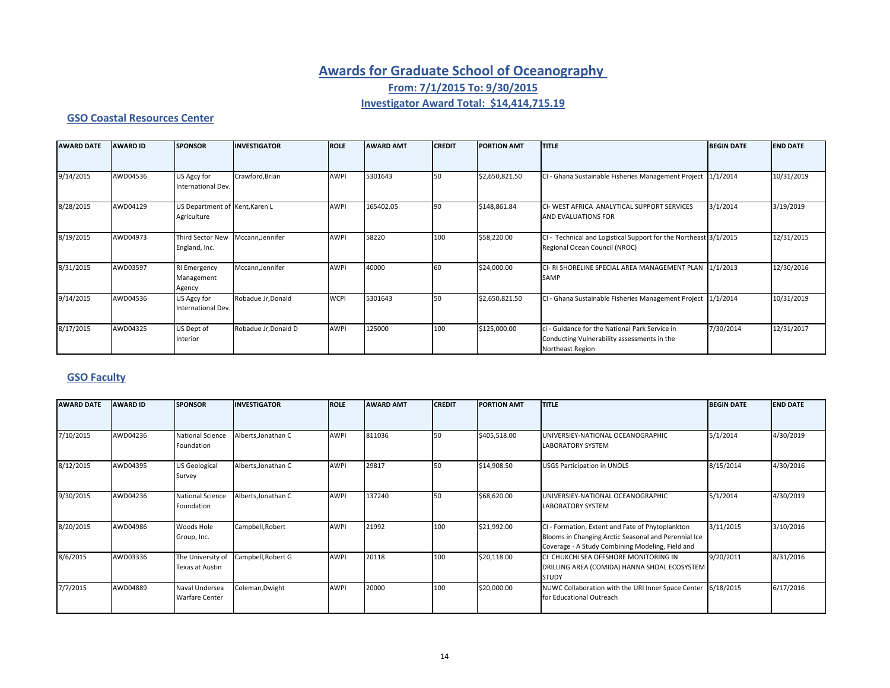# Awards for Graduate School of Oceanography

**From: 7/1/2015 To: 9/30/2015**

**Investigator Award Total: $14,414,715.19**

## GSO Coastal Resources Center

| AWARD DATE | AWARD ID | SPONSOR | INVESTIGATOR | ROLE | AWARD AMT | CREDIT | PORTION AMT | TITLE | BEGIN DATE | END DATE |
|---|---|---|---|---|---|---|---|---|---|---|
| 9/14/2015 | AWD04536 | US Agcy for International Dev. | Crawford,Brian | AWPI | 5301643 | 50 | $2,650,821.50 | CI - Ghana Sustainable Fisheries Management Project | 1/1/2014 | 10/31/2019 |
| 8/28/2015 | AWD04129 | US Department of Agriculture | Kent,Karen L | AWPI | 165402.05 | 90 | $148,861.84 | CI- WEST AFRICA ANALYTICAL SUPPORT SERVICES AND EVALUATIONS FOR | 3/1/2014 | 3/19/2019 |
| 8/19/2015 | AWD04973 | Third Sector New England, Inc. | Mccann,Jennifer | AWPI | 58220 | 100 | $58,220.00 | CI - Technical and Logistical Support for the Northeast Regional Ocean Council (NROC) | 3/1/2015 | 12/31/2015 |
| 8/31/2015 | AWD03597 | RI Emergency Management Agency | Mccann,Jennifer | AWPI | 40000 | 60 | $24,000.00 | CI- RI SHORELINE SPECIAL AREA MANAGEMENT PLAN SAMP | 1/1/2013 | 12/30/2016 |
| 9/14/2015 | AWD04536 | US Agcy for International Dev. | Robadue Jr,Donald | WCPI | 5301643 | 50 | $2,650,821.50 | CI - Ghana Sustainable Fisheries Management Project | 1/1/2014 | 10/31/2019 |
| 8/17/2015 | AWD04325 | US Dept of Interior | Robadue Jr,Donald D | AWPI | 125000 | 100 | $125,000.00 | ci - Guidance for the National Park Service in Conducting Vulnerability assessments in the Northeast Region | 7/30/2014 | 12/31/2017 |

## GSO Faculty

| AWARD DATE | AWARD ID | SPONSOR | INVESTIGATOR | ROLE | AWARD AMT | CREDIT | PORTION AMT | TITLE | BEGIN DATE | END DATE |
|---|---|---|---|---|---|---|---|---|---|---|
| 7/10/2015 | AWD04236 | National Science Foundation | Alberts,Jonathan C | AWPI | 811036 | 50 | $405,518.00 | UNIVERSIEY-NATIONAL OCEANOGRAPHIC LABORATORY SYSTEM | 5/1/2014 | 4/30/2019 |
| 8/12/2015 | AWD04395 | US Geological Survey | Alberts,Jonathan C | AWPI | 29817 | 50 | $14,908.50 | USGS Participation in UNOLS | 8/15/2014 | 4/30/2016 |
| 9/30/2015 | AWD04236 | National Science Foundation | Alberts,Jonathan C | AWPI | 137240 | 50 | $68,620.00 | UNIVERSIEY-NATIONAL OCEANOGRAPHIC LABORATORY SYSTEM | 5/1/2014 | 4/30/2019 |
| 8/20/2015 | AWD04986 | Woods Hole Group, Inc. | Campbell,Robert | AWPI | 21992 | 100 | $21,992.00 | CI - Formation, Extent and Fate of Phytoplankton Blooms in Changing Arctic Seasonal and Perennial Ice Coverage - A Study Combining Modeling, Field and | 3/11/2015 | 3/10/2016 |
| 8/6/2015 | AWD03336 | The University of Texas at Austin | Campbell,Robert G | AWPI | 20118 | 100 | $20,118.00 | CI CHUKCHI SEA OFFSHORE MONITORING IN DRILLING AREA (COMIDA) HANNA SHOAL ECOSYSTEM STUDY | 9/20/2011 | 8/31/2016 |
| 7/7/2015 | AWD04889 | Naval Undersea Warfare Center | Coleman,Dwight | AWPI | 20000 | 100 | $20,000.00 | NUWC Collaboration with the URI Inner Space Center for Educational Outreach | 6/18/2015 | 6/17/2016 |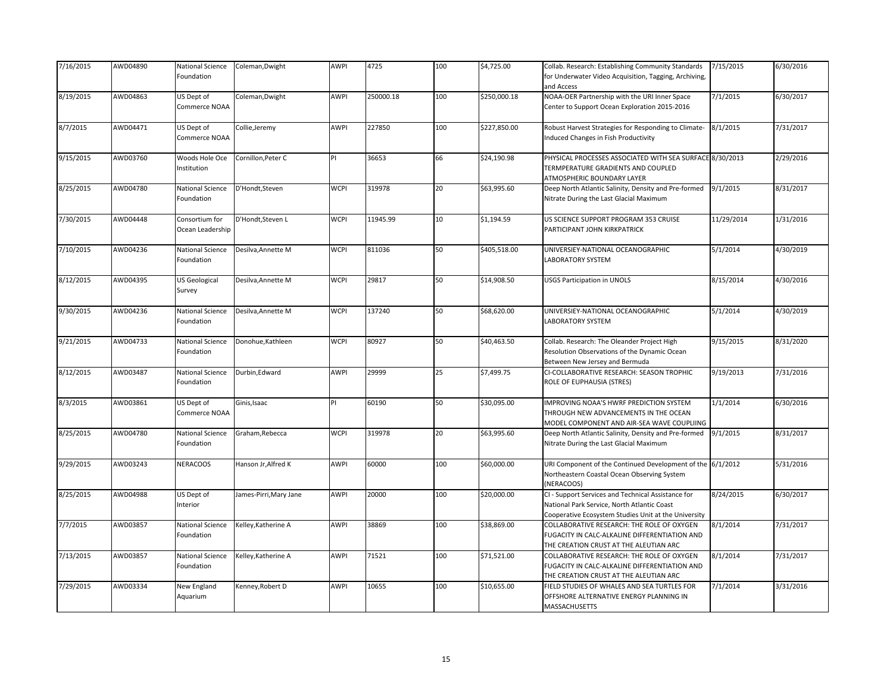| | | | | | | | | | | |
|---|---|---|---|---|---|---|---|---|---|---|
| 7/16/2015 | AWD04890 | National Science Foundation | Coleman,Dwight | AWPI | 4725 | 100 | $4,725.00 | Collab. Research: Establishing Community Standards for Underwater Video Acquisition, Tagging, Archiving, and Access | 7/15/2015 | 6/30/2016 |
| 8/19/2015 | AWD04863 | US Dept of Commerce NOAA | Coleman,Dwight | AWPI | 250000.18 | 100 | $250,000.18 | NOAA-OER Partnership with the URI Inner Space Center to Support Ocean Exploration 2015-2016 | 7/1/2015 | 6/30/2017 |
| 8/7/2015 | AWD04471 | US Dept of Commerce NOAA | Collie,Jeremy | AWPI | 227850 | 100 | $227,850.00 | Robust Harvest Strategies for Responding to Climate-Induced Changes in Fish Productivity | 8/1/2015 | 7/31/2017 |
| 9/15/2015 | AWD03760 | Woods Hole Oce Institution | Cornillon,Peter C | PI | 36653 | 66 | $24,190.98 | PHYSICAL PROCESSES ASSOCIATED WITH SEA SURFACE TERMPERATURE GRADIENTS AND COUPLED ATMOSPHERIC BOUNDARY LAYER | 8/30/2013 | 2/29/2016 |
| 8/25/2015 | AWD04780 | National Science Foundation | D'Hondt,Steven | WCPI | 319978 | 20 | $63,995.60 | Deep North Atlantic Salinity, Density and Pre-formed Nitrate During the Last Glacial Maximum | 9/1/2015 | 8/31/2017 |
| 7/30/2015 | AWD04448 | Consortium for Ocean Leadership | D'Hondt,Steven L | WCPI | 11945.99 | 10 | $1,194.59 | US SCIENCE SUPPORT PROGRAM 353 CRUISE PARTICIPANT JOHN KIRKPATRICK | 11/29/2014 | 1/31/2016 |
| 7/10/2015 | AWD04236 | National Science Foundation | Desilva,Annette M | WCPI | 811036 | 50 | $405,518.00 | UNIVERSIEY-NATIONAL OCEANOGRAPHIC LABORATORY SYSTEM | 5/1/2014 | 4/30/2019 |
| 8/12/2015 | AWD04395 | US Geological Survey | Desilva,Annette M | WCPI | 29817 | 50 | $14,908.50 | USGS Participation in UNOLS | 8/15/2014 | 4/30/2016 |
| 9/30/2015 | AWD04236 | National Science Foundation | Desilva,Annette M | WCPI | 137240 | 50 | $68,620.00 | UNIVERSIEY-NATIONAL OCEANOGRAPHIC LABORATORY SYSTEM | 5/1/2014 | 4/30/2019 |
| 9/21/2015 | AWD04733 | National Science Foundation | Donohue,Kathleen | WCPI | 80927 | 50 | $40,463.50 | Collab. Research: The Oleander Project High Resolution Observations of the Dynamic Ocean Between New Jersey and Bermuda | 9/15/2015 | 8/31/2020 |
| 8/12/2015 | AWD03487 | National Science Foundation | Durbin,Edward | AWPI | 29999 | 25 | $7,499.75 | CI-COLLABORATIVE RESEARCH: SEASON TROPHIC ROLE OF EUPHAUSIA (STRES) | 9/19/2013 | 7/31/2016 |
| 8/3/2015 | AWD03861 | US Dept of Commerce NOAA | Ginis,Isaac | PI | 60190 | 50 | $30,095.00 | IMPROVING NOAA'S HWRF PREDICTION SYSTEM THROUGH NEW ADVANCEMENTS IN THE OCEAN MODEL COMPONENT AND AIR-SEA WAVE COUPLIING | 1/1/2014 | 6/30/2016 |
| 8/25/2015 | AWD04780 | National Science Foundation | Graham,Rebecca | WCPI | 319978 | 20 | $63,995.60 | Deep North Atlantic Salinity, Density and Pre-formed Nitrate During the Last Glacial Maximum | 9/1/2015 | 8/31/2017 |
| 9/29/2015 | AWD03243 | NERACOOS | Hanson Jr,Alfred K | AWPI | 60000 | 100 | $60,000.00 | URI Component of the Continued Development of the Northeastern Coastal Ocean Observing System (NERACOOS) | 6/1/2012 | 5/31/2016 |
| 8/25/2015 | AWD04988 | US Dept of Interior | James-Pirri,Mary Jane | AWPI | 20000 | 100 | $20,000.00 | CI - Support Services and Technical Assistance for National Park Service, North Atlantic Coast Cooperative Ecosystem Studies Unit at the University | 8/24/2015 | 6/30/2017 |
| 7/7/2015 | AWD03857 | National Science Foundation | Kelley,Katherine A | AWPI | 38869 | 100 | $38,869.00 | COLLABORATIVE RESEARCH: THE ROLE OF OXYGEN FUGACITY IN CALC-ALKALINE DIFFERENTIATION AND THE CREATION CRUST AT THE ALEUTIAN ARC | 8/1/2014 | 7/31/2017 |
| 7/13/2015 | AWD03857 | National Science Foundation | Kelley,Katherine A | AWPI | 71521 | 100 | $71,521.00 | COLLABORATIVE RESEARCH: THE ROLE OF OXYGEN FUGACITY IN CALC-ALKALINE DIFFERENTIATION AND THE CREATION CRUST AT THE ALEUTIAN ARC | 8/1/2014 | 7/31/2017 |
| 7/29/2015 | AWD03334 | New England Aquarium | Kenney,Robert D | AWPI | 10655 | 100 | $10,655.00 | FIELD STUDIES OF WHALES AND SEA TURTLES FOR OFFSHORE ALTERNATIVE ENERGY PLANNING IN MASSACHUSETTS | 7/1/2014 | 3/31/2016 |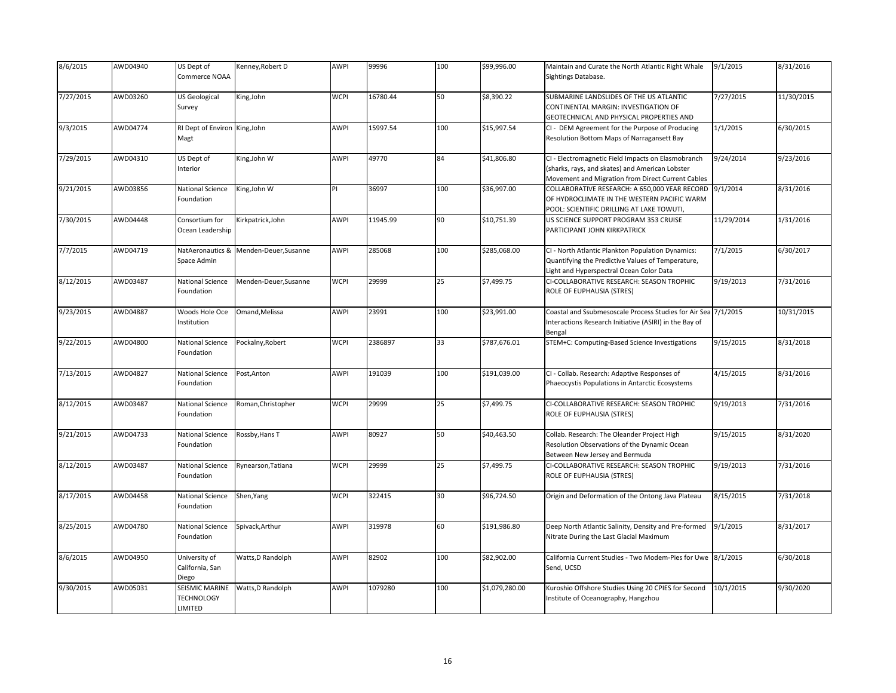| | | | | | | | | | | |
|---|---|---|---|---|---|---|---|---|---|---|
| 8/6/2015 | AWD04940 | US Dept of Commerce NOAA | Kenney,Robert D | AWPI | 99996 | 100 | $99,996.00 | Maintain and Curate the North Atlantic Right Whale Sightings Database. | 9/1/2015 | 8/31/2016 |
| 7/27/2015 | AWD03260 | US Geological Survey | King,John | WCPI | 16780.44 | 50 | $8,390.22 | SUBMARINE LANDSLIDES OF THE US ATLANTIC CONTINENTAL MARGIN: INVESTIGATION OF GEOTECHNICAL AND PHYSICAL PROPERTIES AND | 7/27/2015 | 11/30/2015 |
| 9/3/2015 | AWD04774 | RI Dept of Environ Magt | King,John | AWPI | 15997.54 | 100 | $15,997.54 | CI - DEM Agreement for the Purpose of Producing Resolution Bottom Maps of Narragansett Bay | 1/1/2015 | 6/30/2015 |
| 7/29/2015 | AWD04310 | US Dept of Interior | King,John W | AWPI | 49770 | 84 | $41,806.80 | CI - Electromagnetic Field Impacts on Elasmobranch (sharks, rays, and skates) and American Lobster Movement and Migration from Direct Current Cables | 9/24/2014 | 9/23/2016 |
| 9/21/2015 | AWD03856 | National Science Foundation | King,John W | PI | 36997 | 100 | $36,997.00 | COLLABORATIVE RESEARCH: A 650,000 YEAR RECORD OF HYDROCLIMATE IN THE WESTERN PACIFIC WARM POOL: SCIENTIFIC DRILLING AT LAKE TOWUTI, | 9/1/2014 | 8/31/2016 |
| 7/30/2015 | AWD04448 | Consortium for Ocean Leadership | Kirkpatrick,John | AWPI | 11945.99 | 90 | $10,751.39 | US SCIENCE SUPPORT PROGRAM 353 CRUISE PARTICIPANT JOHN KIRKPATRICK | 11/29/2014 | 1/31/2016 |
| 7/7/2015 | AWD04719 | NatAeronautics & Space Admin | Menden-Deuer,Susanne | AWPI | 285068 | 100 | $285,068.00 | CI - North Atlantic Plankton Population Dynamics: Quantifying the Predictive Values of Temperature, Light and Hyperspectral Ocean Color Data | 7/1/2015 | 6/30/2017 |
| 8/12/2015 | AWD03487 | National Science Foundation | Menden-Deuer,Susanne | WCPI | 29999 | 25 | $7,499.75 | CI-COLLABORATIVE RESEARCH: SEASON TROPHIC ROLE OF EUPHAUSIA (STRES) | 9/19/2013 | 7/31/2016 |
| 9/23/2015 | AWD04887 | Woods Hole Oce Institution | Omand,Melissa | AWPI | 23991 | 100 | $23,991.00 | Coastal and Ssubmesoscale Process Studies for Air Sea Interactions Research Initiative (ASIRI) in the Bay of Bengal | 7/1/2015 | 10/31/2015 |
| 9/22/2015 | AWD04800 | National Science Foundation | Pockalny,Robert | WCPI | 2386897 | 33 | $787,676.01 | STEM+C: Computing-Based Science Investigations | 9/15/2015 | 8/31/2018 |
| 7/13/2015 | AWD04827 | National Science Foundation | Post,Anton | AWPI | 191039 | 100 | $191,039.00 | CI - Collab. Research: Adaptive Responses of Phaeocystis Populations in Antarctic Ecosystems | 4/15/2015 | 8/31/2016 |
| 8/12/2015 | AWD03487 | National Science Foundation | Roman,Christopher | WCPI | 29999 | 25 | $7,499.75 | CI-COLLABORATIVE RESEARCH: SEASON TROPHIC ROLE OF EUPHAUSIA (STRES) | 9/19/2013 | 7/31/2016 |
| 9/21/2015 | AWD04733 | National Science Foundation | Rossby,Hans T | AWPI | 80927 | 50 | $40,463.50 | Collab. Research: The Oleander Project High Resolution Observations of the Dynamic Ocean Between New Jersey and Bermuda | 9/15/2015 | 8/31/2020 |
| 8/12/2015 | AWD03487 | National Science Foundation | Rynearson,Tatiana | WCPI | 29999 | 25 | $7,499.75 | CI-COLLABORATIVE RESEARCH: SEASON TROPHIC ROLE OF EUPHAUSIA (STRES) | 9/19/2013 | 7/31/2016 |
| 8/17/2015 | AWD04458 | National Science Foundation | Shen,Yang | WCPI | 322415 | 30 | $96,724.50 | Origin and Deformation of the Ontong Java Plateau | 8/15/2015 | 7/31/2018 |
| 8/25/2015 | AWD04780 | National Science Foundation | Spivack,Arthur | AWPI | 319978 | 60 | $191,986.80 | Deep North Atlantic Salinity, Density and Pre-formed Nitrate During the Last Glacial Maximum | 9/1/2015 | 8/31/2017 |
| 8/6/2015 | AWD04950 | University of California, San Diego | Watts,D Randolph | AWPI | 82902 | 100 | $82,902.00 | California Current Studies - Two Modem-Pies for Uwe Send, UCSD | 8/1/2015 | 6/30/2018 |
| 9/30/2015 | AWD05031 | SEISMIC MARINE TECHNOLOGY LIMITED | Watts,D Randolph | AWPI | 1079280 | 100 | $1,079,280.00 | Kuroshio Offshore Studies Using 20 CPIES for Second Institute of Oceanography, Hangzhou | 10/1/2015 | 9/30/2020 |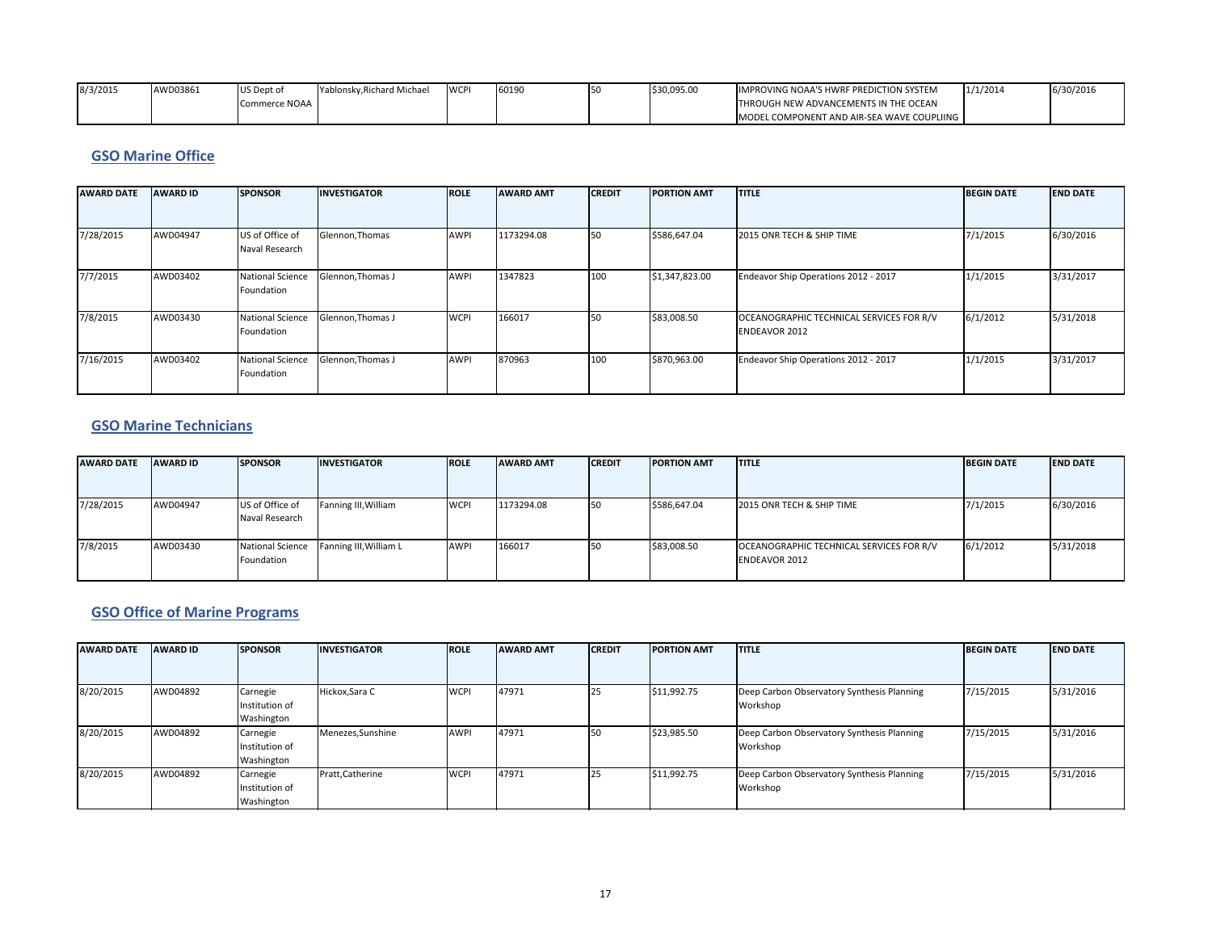| 8/3/2015 | AWD03861 | US Dept of Commerce NOAA | Yablonsky,Richard Michael | WCPI | 60190 | 50 | $30,095.00 | IMPROVING NOAA'S HWRF PREDICTION SYSTEM THROUGH NEW ADVANCEMENTS IN THE OCEAN MODEL COMPONENT AND AIR-SEA WAVE COUPLIING | 1/1/2014 | 6/30/2016 |
|---|---|---|---|---|---|---|---|---|---|---|

## GSO Marine Office

| AWARD DATE | AWARD ID | SPONSOR | INVESTIGATOR | ROLE | AWARD AMT | CREDIT | PORTION AMT | TITLE | BEGIN DATE | END DATE |
|---|---|---|---|---|---|---|---|---|---|---|
| 7/28/2015 | AWD04947 | US of Office of Naval Research | Glennon,Thomas | AWPI | 1173294.08 | 50 | $586,647.04 | 2015 ONR TECH & SHIP TIME | 7/1/2015 | 6/30/2016 |
| 7/7/2015 | AWD03402 | National Science Foundation | Glennon,Thomas J | AWPI | 1347823 | 100 | $1,347,823.00 | Endeavor Ship Operations 2012 - 2017 | 1/1/2015 | 3/31/2017 |
| 7/8/2015 | AWD03430 | National Science Foundation | Glennon,Thomas J | WCPI | 166017 | 50 | $83,008.50 | OCEANOGRAPHIC TECHNICAL SERVICES FOR R/V ENDEAVOR 2012 | 6/1/2012 | 5/31/2018 |
| 7/16/2015 | AWD03402 | National Science Foundation | Glennon,Thomas J | AWPI | 870963 | 100 | $870,963.00 | Endeavor Ship Operations 2012 - 2017 | 1/1/2015 | 3/31/2017 |

## GSO Marine Technicians

| AWARD DATE | AWARD ID | SPONSOR | INVESTIGATOR | ROLE | AWARD AMT | CREDIT | PORTION AMT | TITLE | BEGIN DATE | END DATE |
|---|---|---|---|---|---|---|---|---|---|---|
| 7/28/2015 | AWD04947 | US of Office of Naval Research | Fanning III,William | WCPI | 1173294.08 | 50 | $586,647.04 | 2015 ONR TECH & SHIP TIME | 7/1/2015 | 6/30/2016 |
| 7/8/2015 | AWD03430 | National Science Foundation | Fanning III,William L | AWPI | 166017 | 50 | $83,008.50 | OCEANOGRAPHIC TECHNICAL SERVICES FOR R/V ENDEAVOR 2012 | 6/1/2012 | 5/31/2018 |

## GSO Office of Marine Programs

| AWARD DATE | AWARD ID | SPONSOR | INVESTIGATOR | ROLE | AWARD AMT | CREDIT | PORTION AMT | TITLE | BEGIN DATE | END DATE |
|---|---|---|---|---|---|---|---|---|---|---|
| 8/20/2015 | AWD04892 | Carnegie Institution of Washington | Hickox,Sara C | WCPI | 47971 | 25 | $11,992.75 | Deep Carbon Observatory Synthesis Planning Workshop | 7/15/2015 | 5/31/2016 |
| 8/20/2015 | AWD04892 | Carnegie Institution of Washington | Menezes,Sunshine | AWPI | 47971 | 50 | $23,985.50 | Deep Carbon Observatory Synthesis Planning Workshop | 7/15/2015 | 5/31/2016 |
| 8/20/2015 | AWD04892 | Carnegie Institution of Washington | Pratt,Catherine | WCPI | 47971 | 25 | $11,992.75 | Deep Carbon Observatory Synthesis Planning Workshop | 7/15/2015 | 5/31/2016 |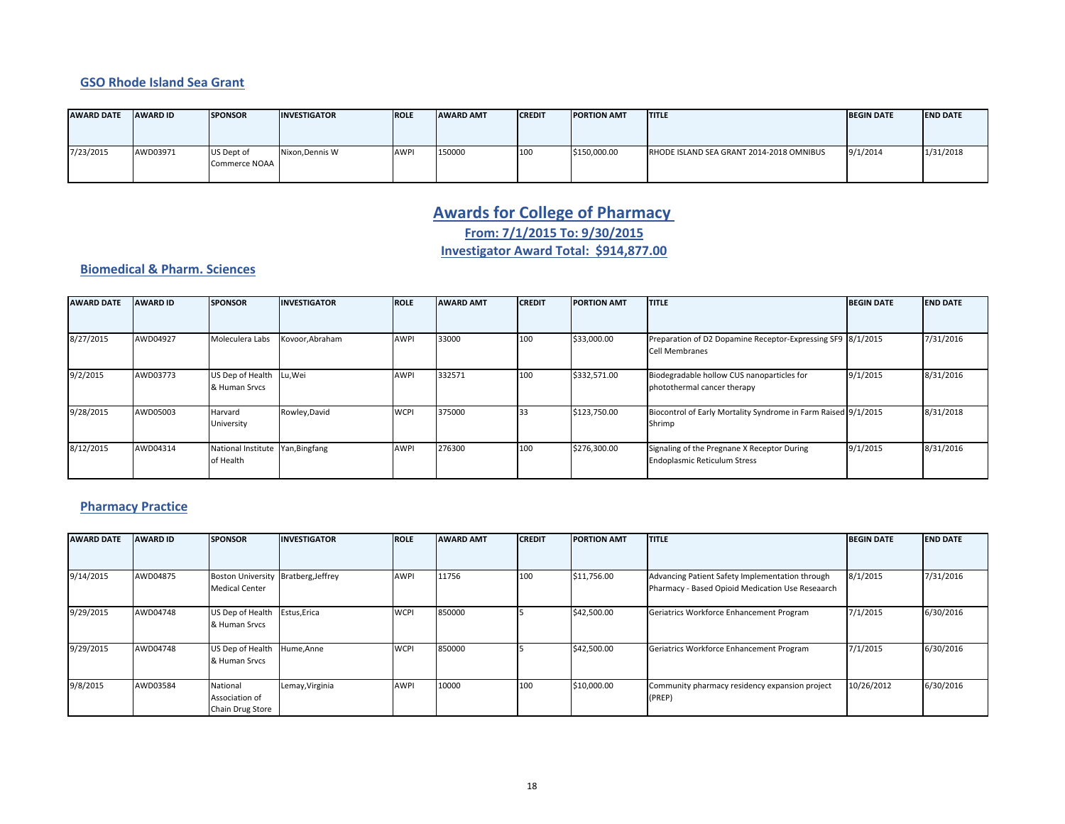### GSO Rhode Island Sea Grant

| AWARD DATE | AWARD ID | SPONSOR | INVESTIGATOR | ROLE | AWARD AMT | CREDIT | PORTION AMT | TITLE | BEGIN DATE | END DATE |
|---|---|---|---|---|---|---|---|---|---|---|
| 7/23/2015 | AWD03971 | US Dept of Commerce NOAA | Nixon,Dennis W | AWPI | 150000 | 100 | $150,000.00 | RHODE ISLAND SEA GRANT 2014-2018 OMNIBUS | 9/1/2014 | 1/31/2018 |

## Awards for College of Pharmacy

**From: 7/1/2015 To: 9/30/2015**

**Investigator Award Total: $914,877.00**

### Biomedical & Pharm. Sciences

| AWARD DATE | AWARD ID | SPONSOR | INVESTIGATOR | ROLE | AWARD AMT | CREDIT | PORTION AMT | TITLE | BEGIN DATE | END DATE |
|---|---|---|---|---|---|---|---|---|---|---|
| 8/27/2015 | AWD04927 | Moleculera Labs | Kovoor,Abraham | AWPI | 33000 | 100 | $33,000.00 | Preparation of D2 Dopamine Receptor-Expressing SF9 Cell Membranes | 8/1/2015 | 7/31/2016 |
| 9/2/2015 | AWD03773 | US Dep of Health & Human Srvcs | Lu,Wei | AWPI | 332571 | 100 | $332,571.00 | Biodegradable hollow CUS nanoparticles for photothermal cancer therapy | 9/1/2015 | 8/31/2016 |
| 9/28/2015 | AWD05003 | Harvard University | Rowley,David | WCPI | 375000 | 33 | $123,750.00 | Biocontrol of Early Mortality Syndrome in Farm Raised Shrimp | 9/1/2015 | 8/31/2018 |
| 8/12/2015 | AWD04314 | National Institute of Health | Yan,Bingfang | AWPI | 276300 | 100 | $276,300.00 | Signaling of the Pregnane X Receptor During Endoplasmic Reticulum Stress | 9/1/2015 | 8/31/2016 |

### Pharmacy Practice

| AWARD DATE | AWARD ID | SPONSOR | INVESTIGATOR | ROLE | AWARD AMT | CREDIT | PORTION AMT | TITLE | BEGIN DATE | END DATE |
|---|---|---|---|---|---|---|---|---|---|---|
| 9/14/2015 | AWD04875 | Boston University Medical Center | Bratberg,Jeffrey | AWPI | 11756 | 100 | $11,756.00 | Advancing Patient Safety Implementation through Pharmacy - Based Opioid Medication Use Reseaarch | 8/1/2015 | 7/31/2016 |
| 9/29/2015 | AWD04748 | US Dep of Health & Human Srvcs | Estus,Erica | WCPI | 850000 | 5 | $42,500.00 | Geriatrics Workforce Enhancement Program | 7/1/2015 | 6/30/2016 |
| 9/29/2015 | AWD04748 | US Dep of Health & Human Srvcs | Hume,Anne | WCPI | 850000 | 5 | $42,500.00 | Geriatrics Workforce Enhancement Program | 7/1/2015 | 6/30/2016 |
| 9/8/2015 | AWD03584 | National Association of Chain Drug Store | Lemay,Virginia | AWPI | 10000 | 100 | $10,000.00 | Community pharmacy residency expansion project (PREP) | 10/26/2012 | 6/30/2016 |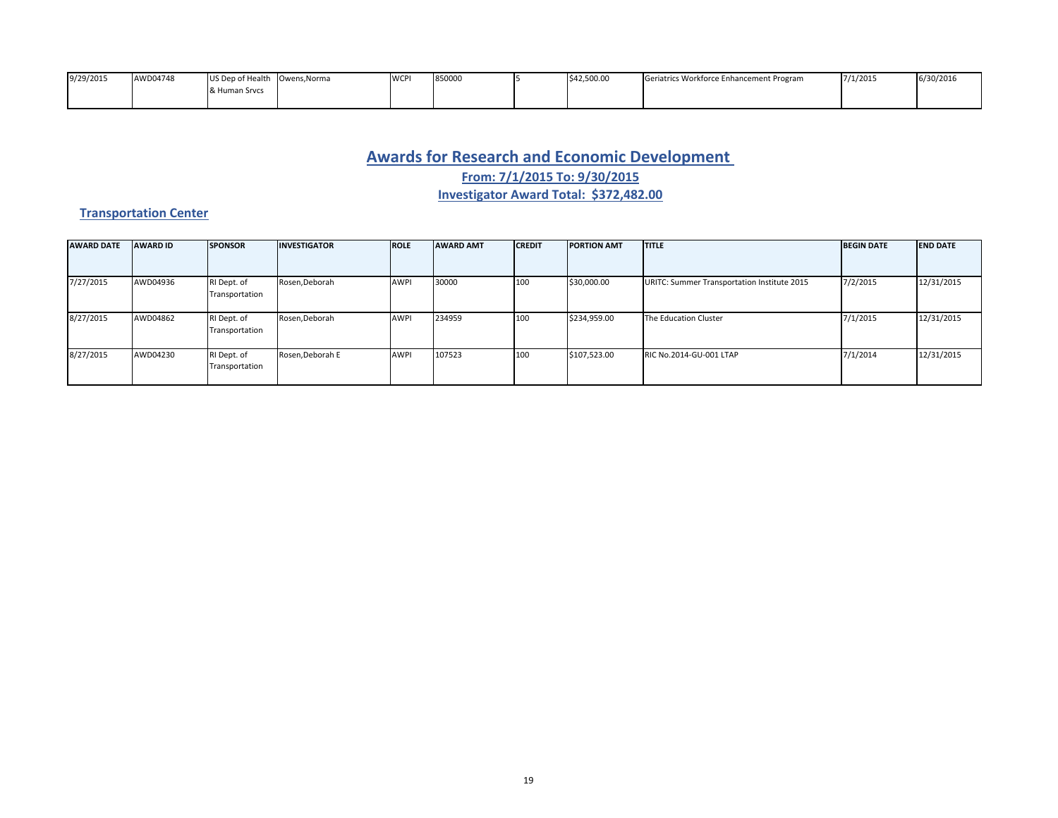| | | | | | | | | | | |
|---|---|---|---|---|---|---|---|---|---|---|
| 9/29/2015 | AWD04748 | US Dep of Health & Human Srvcs | Owens,Norma | WCPI | 850000 | 5 | $42,500.00 | Geriatrics Workforce Enhancement Program | 7/1/2015 | 6/30/2016 |

# Awards for Research and Economic Development

**From: 7/1/2015 To: 9/30/2015**

**Investigator Award Total: $372,482.00**

## Transportation Center

| AWARD DATE | AWARD ID | SPONSOR | INVESTIGATOR | ROLE | AWARD AMT | CREDIT | PORTION AMT | TITLE | BEGIN DATE | END DATE |
|---|---|---|---|---|---|---|---|---|---|---|
| 7/27/2015 | AWD04936 | RI Dept. of Transportation | Rosen,Deborah | AWPI | 30000 | 100 | $30,000.00 | URITC: Summer Transportation Institute 2015 | 7/2/2015 | 12/31/2015 |
| 8/27/2015 | AWD04862 | RI Dept. of Transportation | Rosen,Deborah | AWPI | 234959 | 100 | $234,959.00 | The Education Cluster | 7/1/2015 | 12/31/2015 |
| 8/27/2015 | AWD04230 | RI Dept. of Transportation | Rosen,Deborah E | AWPI | 107523 | 100 | $107,523.00 | RIC No.2014-GU-001 LTAP | 7/1/2014 | 12/31/2015 |